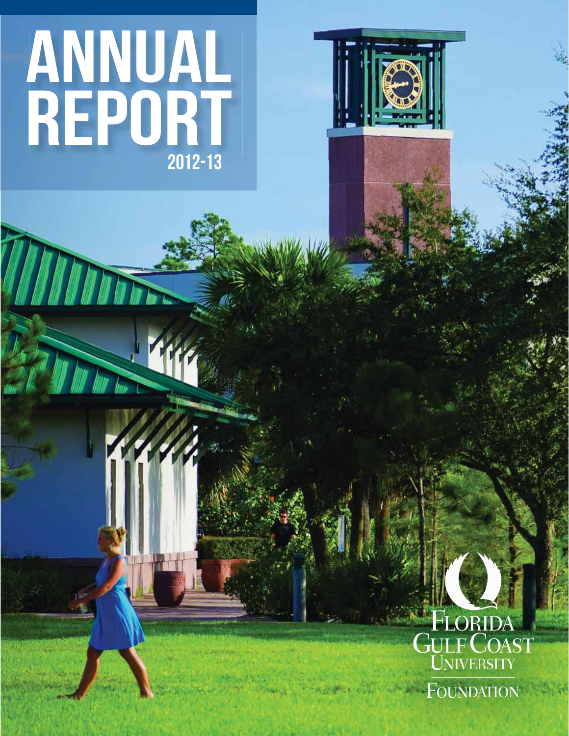# ANNUAL REPORT

## 2012-13

Florida Gulf Coast University

Foundation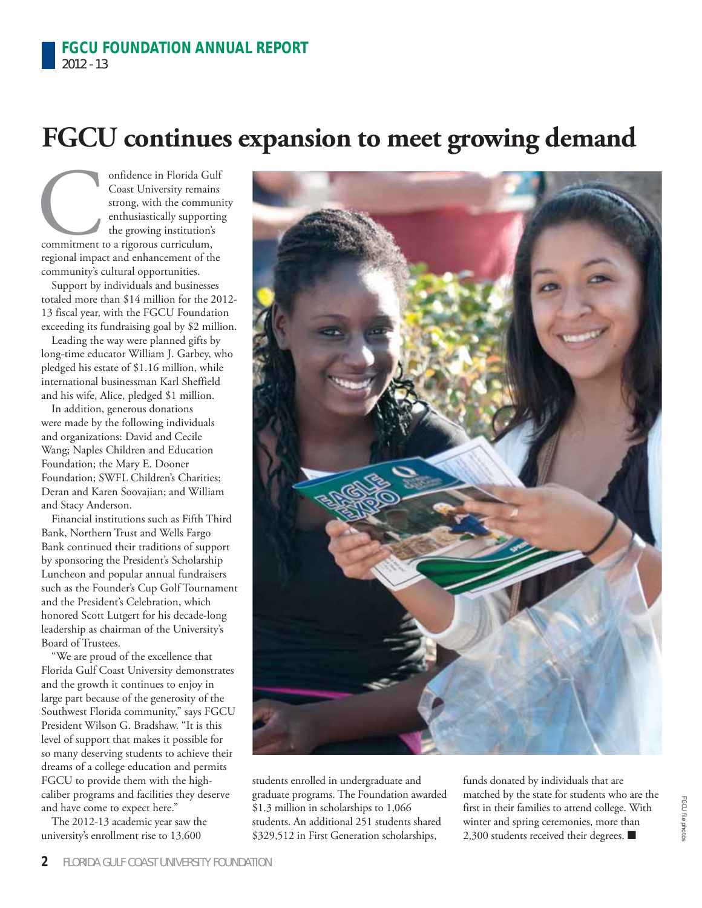# FGCU continues expansion to meet growing demand

Confidence in Florida Gulf Coast University remains strong, with the community enthusiastically supporting the growing institution's commitment to a rigorous curriculum, regional impact and enhancement of the community's cultural opportunities.

Support by individuals and businesses totaled more than $14 million for the 2012-13 fiscal year, with the FGCU Foundation exceeding its fundraising goal by $2 million.

Leading the way were planned gifts by long-time educator William J. Garbey, who pledged his estate of $1.16 million, while international businessman Karl Sheffield and his wife, Alice, pledged $1 million.

In addition, generous donations were made by the following individuals and organizations: David and Cecile Wang; Naples Children and Education Foundation; the Mary E. Dooner Foundation; SWFL Children's Charities; Deran and Karen Soovajian; and William and Stacy Anderson.

Financial institutions such as Fifth Third Bank, Northern Trust and Wells Fargo Bank continued their traditions of support by sponsoring the President's Scholarship Luncheon and popular annual fundraisers such as the Founder's Cup Golf Tournament and the President's Celebration, which honored Scott Lutgert for his decade-long leadership as chairman of the University's Board of Trustees.

"We are proud of the excellence that Florida Gulf Coast University demonstrates and the growth it continues to enjoy in large part because of the generosity of the Southwest Florida community," says FGCU President Wilson G. Bradshaw. "It is this level of support that makes it possible for so many deserving students to achieve their dreams of a college education and permits FGCU to provide them with the high-caliber programs and facilities they deserve and have come to expect here."

The 2012-13 academic year saw the university's enrollment rise to 13,600 students enrolled in undergraduate and graduate programs. The Foundation awarded $1.3 million in scholarships to 1,066 students. An additional 251 students shared $329,512 in First Generation scholarships, funds donated by individuals that are matched by the state for students who are the first in their families to attend college. With winter and spring ceremonies, more than 2,300 students received their degrees. ■

FGCU file photos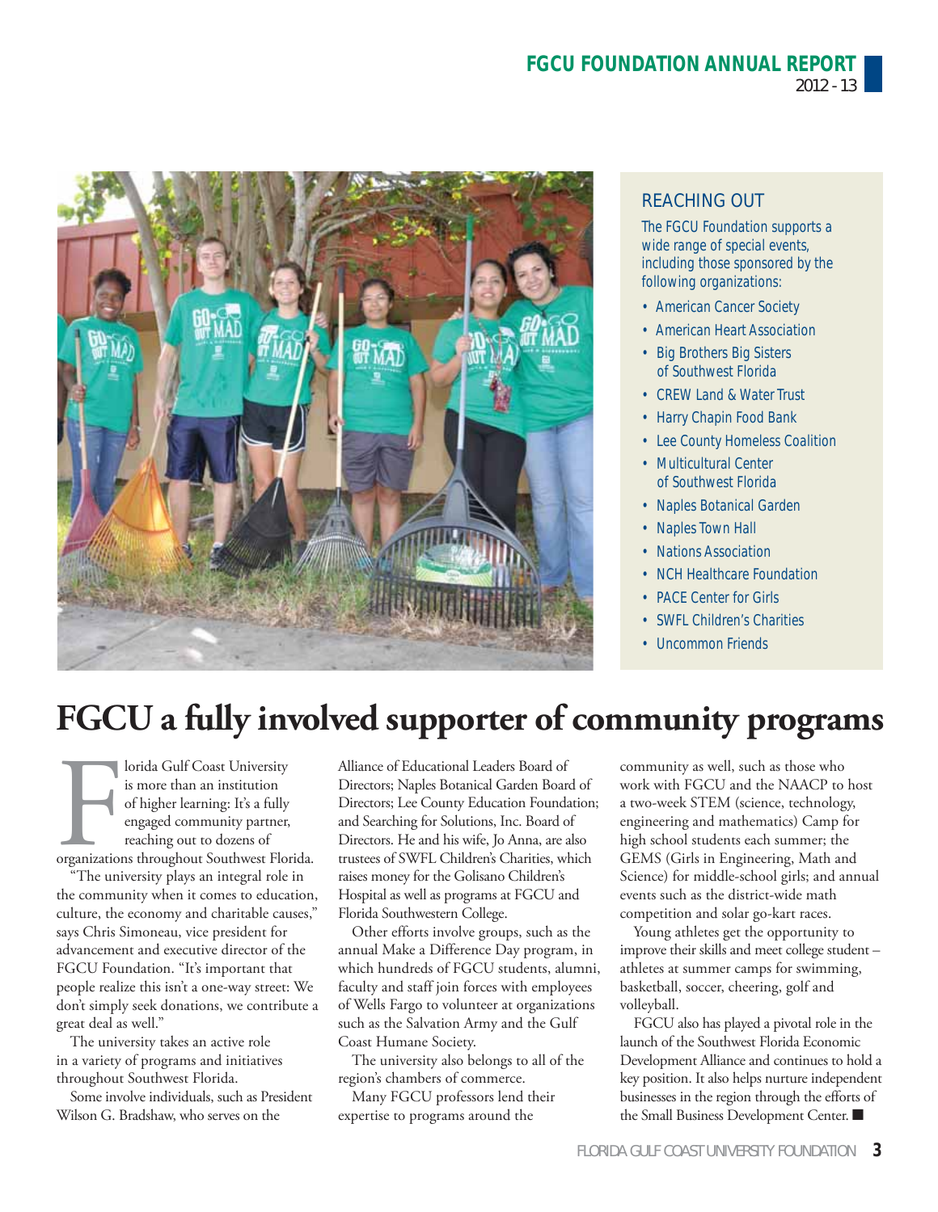## REACHING OUT

The FGCU Foundation supports a wide range of special events, including those sponsored by the following organizations:

- American Cancer Society
- American Heart Association
- Big Brothers Big Sisters of Southwest Florida
- CREW Land & Water Trust
- Harry Chapin Food Bank
- Lee County Homeless Coalition
- Multicultural Center of Southwest Florida
- Naples Botanical Garden
- Naples Town Hall
- Nations Association
- NCH Healthcare Foundation
- PACE Center for Girls
- SWFL Children's Charities
- Uncommon Friends

# FGCU a fully involved supporter of community programs

Florida Gulf Coast University is more than an institution of higher learning: It's a fully engaged community partner, reaching out to dozens of organizations throughout Southwest Florida.

"The university plays an integral role in the community when it comes to education, culture, the economy and charitable causes," says Chris Simoneau, vice president for advancement and executive director of the FGCU Foundation. "It's important that people realize this isn't a one-way street: We don't simply seek donations, we contribute a great deal as well."

The university takes an active role in a variety of programs and initiatives throughout Southwest Florida.

Some involve individuals, such as President Wilson G. Bradshaw, who serves on the Alliance of Educational Leaders Board of Directors; Naples Botanical Garden Board of Directors; Lee County Education Foundation; and Searching for Solutions, Inc. Board of Directors. He and his wife, Jo Anna, are also trustees of SWFL Children's Charities, which raises money for the Golisano Children's Hospital as well as programs at FGCU and Florida Southwestern College.

Other efforts involve groups, such as the annual Make a Difference Day program, in which hundreds of FGCU students, alumni, faculty and staff join forces with employees of Wells Fargo to volunteer at organizations such as the Salvation Army and the Gulf Coast Humane Society.

The university also belongs to all of the region's chambers of commerce.

Many FGCU professors lend their expertise to programs around the community as well, such as those who work with FGCU and the NAACP to host a two-week STEM (science, technology, engineering and mathematics) Camp for high school students each summer; the GEMS (Girls in Engineering, Math and Science) for middle-school girls; and annual events such as the district-wide math competition and solar go-kart races.

Young athletes get the opportunity to improve their skills and meet college student – athletes at summer camps for swimming, basketball, soccer, cheering, golf and volleyball.

FGCU also has played a pivotal role in the launch of the Southwest Florida Economic Development Alliance and continues to hold a key position. It also helps nurture independent businesses in the region through the efforts of the Small Business Development Center. ■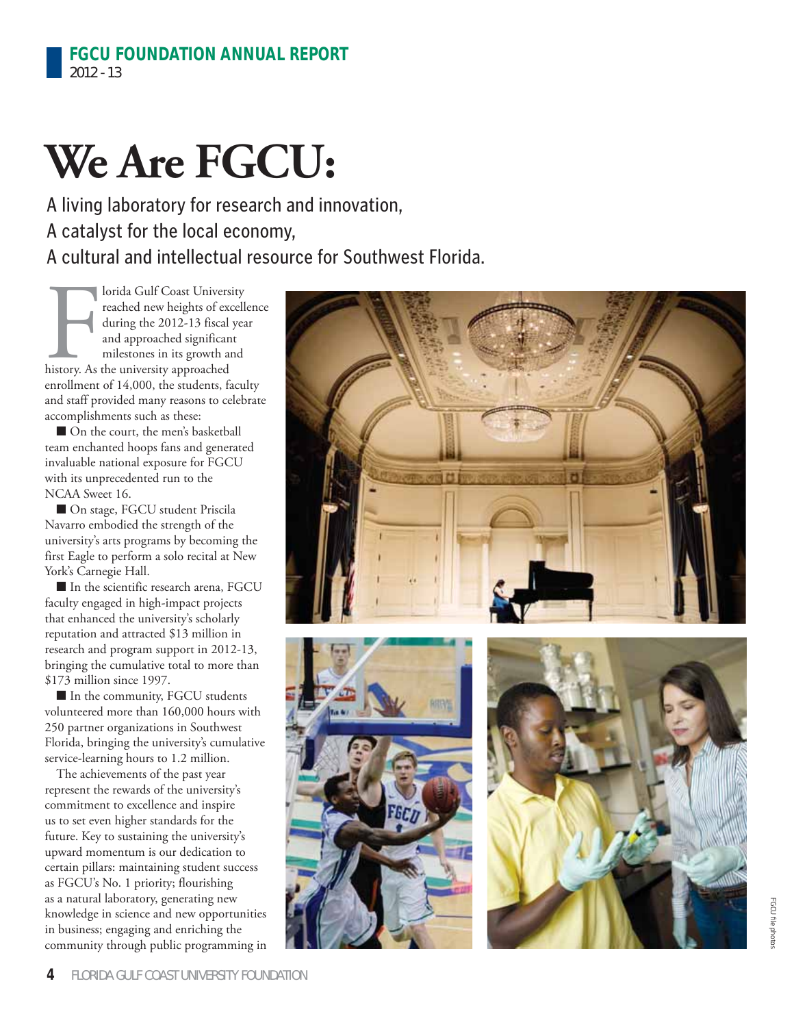# We Are FGCU:

A living laboratory for research and innovation,
A catalyst for the local economy,
A cultural and intellectual resource for Southwest Florida.

Florida Gulf Coast University reached new heights of excellence during the 2012-13 fiscal year and approached significant milestones in its growth and history. As the university approached enrollment of 14,000, the students, faculty and staff provided many reasons to celebrate accomplishments such as these:

- On the court, the men's basketball team enchanted hoops fans and generated invaluable national exposure for FGCU with its unprecedented run to the NCAA Sweet 16.
- On stage, FGCU student Priscila Navarro embodied the strength of the university's arts programs by becoming the first Eagle to perform a solo recital at New York's Carnegie Hall.
- In the scientific research arena, FGCU faculty engaged in high-impact projects that enhanced the university's scholarly reputation and attracted $13 million in research and program support in 2012-13, bringing the cumulative total to more than $173 million since 1997.
- In the community, FGCU students volunteered more than 160,000 hours with 250 partner organizations in Southwest Florida, bringing the university's cumulative service-learning hours to 1.2 million.

The achievements of the past year represent the rewards of the university's commitment to excellence and inspire us to set even higher standards for the future. Key to sustaining the university's upward momentum is our dedication to certain pillars: maintaining student success as FGCU's No. 1 priority; flourishing as a natural laboratory, generating new knowledge in science and new opportunities in business; engaging and enriching the community through public programming in

FGCU file photos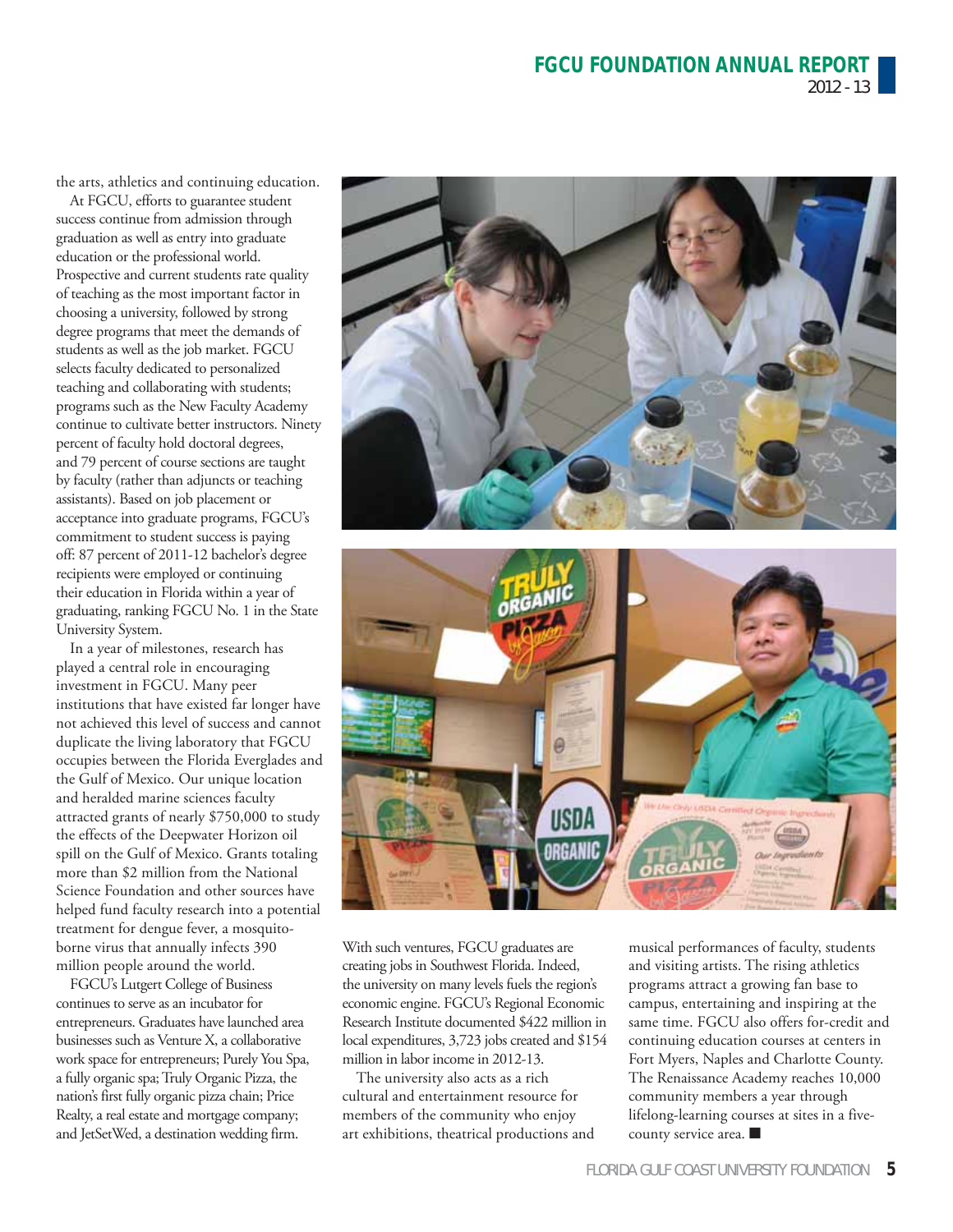the arts, athletics and continuing education.

At FGCU, efforts to guarantee student success continue from admission through graduation as well as entry into graduate education or the professional world. Prospective and current students rate quality of teaching as the most important factor in choosing a university, followed by strong degree programs that meet the demands of students as well as the job market. FGCU selects faculty dedicated to personalized teaching and collaborating with students; programs such as the New Faculty Academy continue to cultivate better instructors. Ninety percent of faculty hold doctoral degrees, and 79 percent of course sections are taught by faculty (rather than adjuncts or teaching assistants). Based on job placement or acceptance into graduate programs, FGCU's commitment to student success is paying off: 87 percent of 2011-12 bachelor's degree recipients were employed or continuing their education in Florida within a year of graduating, ranking FGCU No. 1 in the State University System.

In a year of milestones, research has played a central role in encouraging investment in FGCU. Many peer institutions that have existed far longer have not achieved this level of success and cannot duplicate the living laboratory that FGCU occupies between the Florida Everglades and the Gulf of Mexico. Our unique location and heralded marine sciences faculty attracted grants of nearly $750,000 to study the effects of the Deepwater Horizon oil spill on the Gulf of Mexico. Grants totaling more than $2 million from the National Science Foundation and other sources have helped fund faculty research into a potential treatment for dengue fever, a mosquito-borne virus that annually infects 390 million people around the world.

FGCU's Lutgert College of Business continues to serve as an incubator for entrepreneurs. Graduates have launched area businesses such as Venture X, a collaborative work space for entrepreneurs; Purely You Spa, a fully organic spa; Truly Organic Pizza, the nation's first fully organic pizza chain; Price Realty, a real estate and mortgage company; and JetSetWed, a destination wedding firm.

With such ventures, FGCU graduates are creating jobs in Southwest Florida. Indeed, the university on many levels fuels the region's economic engine. FGCU's Regional Economic Research Institute documented $422 million in local expenditures, 3,723 jobs created and $154 million in labor income in 2012-13.

The university also acts as a rich cultural and entertainment resource for members of the community who enjoy art exhibitions, theatrical productions and musical performances of faculty, students and visiting artists. The rising athletics programs attract a growing fan base to campus, entertaining and inspiring at the same time. FGCU also offers for-credit and continuing education courses at centers in Fort Myers, Naples and Charlotte County. The Renaissance Academy reaches 10,000 community members a year through lifelong-learning courses at sites in a five-county service area. ■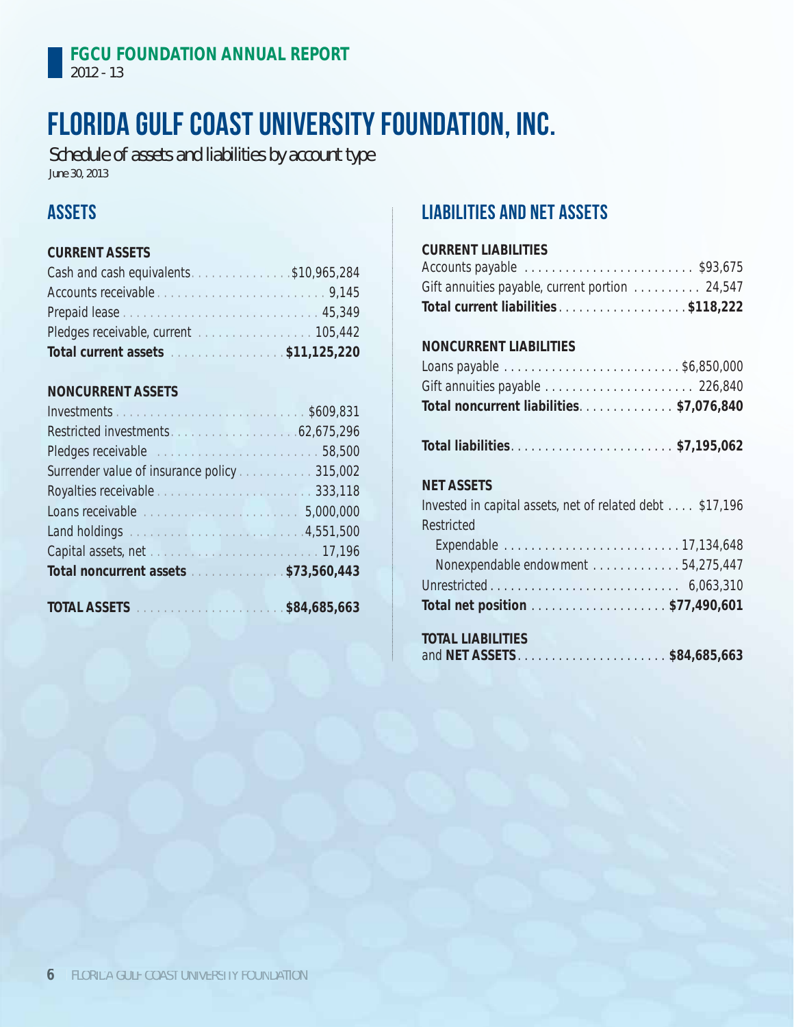FGCU FOUNDATION ANNUAL REPORT
2012 - 13

# FLORIDA GULF COAST UNIVERSITY FOUNDATION, INC.

Schedule of assets and liabilities by account type

June 30, 2013

## ASSETS

| CURRENT ASSETS | |
|---|---|
| Cash and cash equivalents | $10,965,284 |
| Accounts receivable | 9,145 |
| Prepaid lease | 45,349 |
| Pledges receivable, current | 105,442 |
| **Total current assets** | **$11,125,220** |

| NONCURRENT ASSETS | |
|---|---|
| Investments | $609,831 |
| Restricted investments | 62,675,296 |
| Pledges receivable | 58,500 |
| Surrender value of insurance policy | 315,002 |
| Royalties receivable | 333,118 |
| Loans receivable | 5,000,000 |
| Land holdings | 4,551,500 |
| Capital assets, net | 17,196 |
| **Total noncurrent assets** | **$73,560,443** |

| | |
|---|---|
| **TOTAL ASSETS** | **$84,685,663** |

## LIABILITIES AND NET ASSETS

| CURRENT LIABILITIES | |
|---|---|
| Accounts payable | $93,675 |
| Gift annuities payable, current portion | 24,547 |
| **Total current liabilities** | **$118,222** |

| NONCURRENT LIABILITIES | |
|---|---|
| Loans payable | $6,850,000 |
| Gift annuities payable | 226,840 |
| **Total noncurrent liabilities** | **$7,076,840** |

| | |
|---|---|
| **Total liabilities** | **$7,195,062** |

| NET ASSETS | |
|---|---|
| Invested in capital assets, net of related debt | $17,196 |
| Restricted | |
| Expendable | 17,134,648 |
| Nonexpendable endowment | 54,275,447 |
| Unrestricted | 6,063,310 |
| **Total net position** | **$77,490,601** |

| | |
|---|---|
| **TOTAL LIABILITIES** and **NET ASSETS** | **$84,685,663** |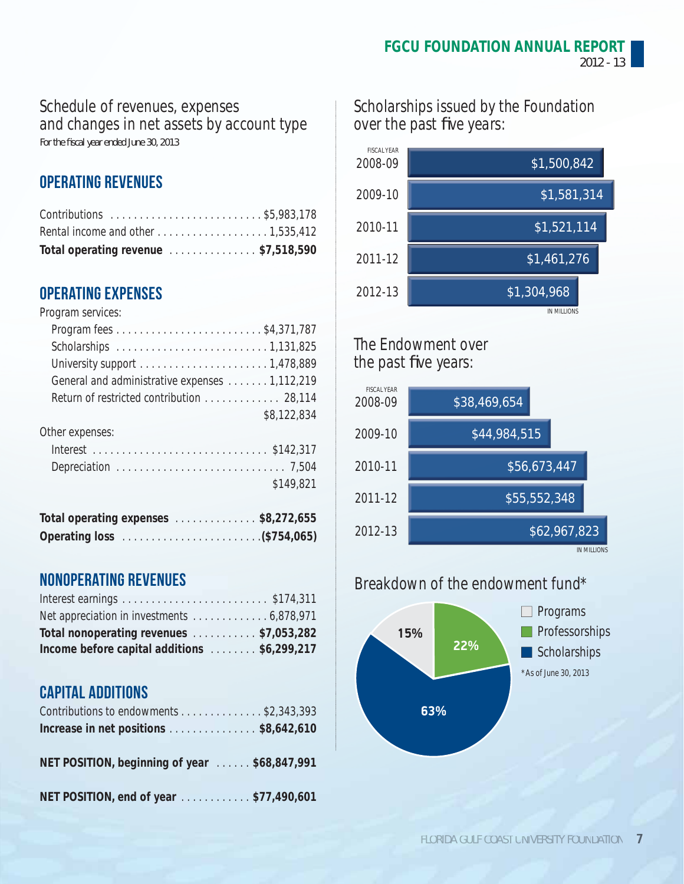# Schedule of revenues, expenses and changes in net assets by account type

*For the fiscal year ended June 30, 2013*

## OPERATING REVENUES

| | |
|---|---|
| Contributions | $5,983,178 |
| Rental income and other | 1,535,412 |
| **Total operating revenue** | **$7,518,590** |

## OPERATING EXPENSES

Program services:

| | |
|---|---|
| Program fees | $4,371,787 |
| Scholarships | 1,131,825 |
| University support | 1,478,889 |
| General and administrative expenses | 1,112,219 |
| Return of restricted contribution | 28,114 |
| | $8,122,834 |

Other expenses:

| | |
|---|---|
| Interest | $142,317 |
| Depreciation | 7,504 |
| | $149,821 |

| | |
|---|---|
| **Total operating expenses** | **$8,272,655** |
| **Operating loss** | **($754,065)** |

## NONOPERATING REVENUES

| | |
|---|---|
| Interest earnings | $174,311 |
| Net appreciation in investments | 6,878,971 |
| **Total nonoperating revenues** | **$7,053,282** |
| **Income before capital additions** | **$6,299,217** |

## CAPITAL ADDITIONS

| | |
|---|---|
| Contributions to endowments | $2,343,393 |
| **Increase in net positions** | **$8,642,610** |
| **NET POSITION, beginning of year** | **$68,847,991** |
| **NET POSITION, end of year** | **$77,490,601** |

## Scholarships issued by the Foundation over the past five years:

| Fiscal Year | Amount |
|---|---|
| 2008-09 | $1,500,842 |
| 2009-10 | $1,581,314 |
| 2010-11 | $1,521,114 |
| 2011-12 | $1,461,276 |
| 2012-13 | $1,304,968 |

IN MILLIONS

## The Endowment over the past five years:

| Fiscal Year | Amount |
|---|---|
| 2008-09 | $38,469,654 |
| 2009-10 | $44,984,515 |
| 2010-11 | $56,673,447 |
| 2011-12 | $55,552,348 |
| 2012-13 | $62,967,823 |

IN MILLIONS

## Breakdown of the endowment fund*

| Category | Percentage |
|---|---|
| Programs | 15% |
| Professorships | 22% |
| Scholarships | 63% |

*As of June 30, 2013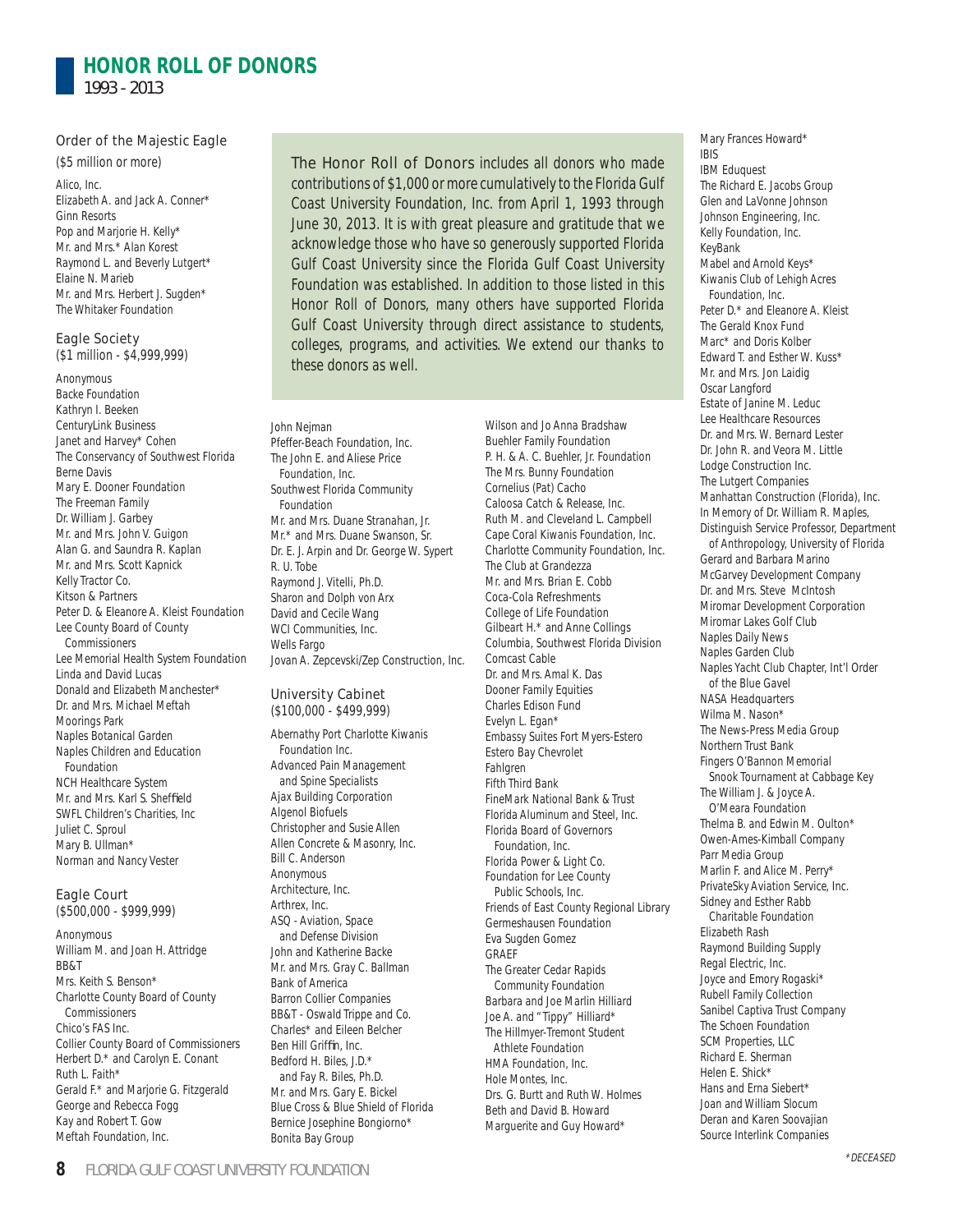# HONOR ROLL OF DONORS

1993 - 2013

The Honor Roll of Donors includes all donors who made contributions of $1,000 or more cumulatively to the Florida Gulf Coast University Foundation, Inc. from April 1, 1993 through June 30, 2013. It is with great pleasure and gratitude that we acknowledge those who have so generously supported Florida Gulf Coast University since the Florida Gulf Coast University Foundation was established. In addition to those listed in this Honor Roll of Donors, many others have supported Florida Gulf Coast University through direct assistance to students, colleges, programs, and activities. We extend our thanks to these donors as well.

## Order of the Majestic Eagle

($5 million or more)

Alico, Inc.
Elizabeth A. and Jack A. Conner*
Ginn Resorts
Pop and Marjorie H. Kelly*
Mr. and Mrs.* Alan Korest
Raymond L. and Beverly Lutgert*
Elaine N. Marieb
Mr. and Mrs. Herbert J. Sugden*
The Whitaker Foundation

## Eagle Society

($1 million - $4,999,999)

Anonymous
Backe Foundation
Kathryn I. Beeken
CenturyLink Business
Janet and Harvey* Cohen
The Conservancy of Southwest Florida
Berne Davis
Mary E. Dooner Foundation
The Freeman Family
Dr. William J. Garbey
Mr. and Mrs. John V. Guigon
Alan G. and Saundra R. Kaplan
Mr. and Mrs. Scott Kapnick
Kelly Tractor Co.
Kitson & Partners
Peter D. & Eleanore A. Kleist Foundation
Lee County Board of County Commissioners
Lee Memorial Health System Foundation
Linda and David Lucas
Donald and Elizabeth Manchester*
Dr. and Mrs. Michael Meftah
Moorings Park
Naples Botanical Garden
Naples Children and Education Foundation
NCH Healthcare System
Mr. and Mrs. Karl S. Sheffield
SWFL Children's Charities, Inc
Juliet C. Sproul
Mary B. Ullman*
Norman and Nancy Vester

## Eagle Court

($500,000 - $999,999)

Anonymous
William M. and Joan H. Attridge
BB&T
Mrs. Keith S. Benson*
Charlotte County Board of County Commissioners
Chico's FAS Inc.
Collier County Board of Commissioners
Herbert D.* and Carolyn E. Conant
Ruth L. Faith*
Gerald F.* and Marjorie G. Fitzgerald
George and Rebecca Fogg
Kay and Robert T. Gow
Meftah Foundation, Inc.
John Nejman
Pfeffer-Beach Foundation, Inc.
The John E. and Aliese Price Foundation, Inc.
Southwest Florida Community Foundation
Mr. and Mrs. Duane Stranahan, Jr.
Mr.* and Mrs. Duane Swanson, Sr.
Dr. E. J. Arpin and Dr. George W. Sypert
R. U. Tobe
Raymond J. Vitelli, Ph.D.
Sharon and Dolph von Arx
David and Cecile Wang
WCI Communities, Inc.
Wells Fargo
Jovan A. Zepcevski/Zep Construction, Inc.

## University Cabinet

($100,000 - $499,999)

Abernathy Port Charlotte Kiwanis Foundation Inc.
Advanced Pain Management and Spine Specialists
Ajax Building Corporation
Algenol Biofuels
Christopher and Susie Allen
Allen Concrete & Masonry, Inc.
Bill C. Anderson
Anonymous
Architecture, Inc.
Arthrex, Inc.
ASQ - Aviation, Space and Defense Division
John and Katherine Backe
Mr. and Mrs. Gray C. Ballman
Bank of America
Barron Collier Companies
BB&T - Oswald Trippe and Co.
Charles* and Eileen Belcher
Ben Hill Griffin, Inc.
Bedford H. Biles, J.D.* and Fay R. Biles, Ph.D.
Mr. and Mrs. Gary E. Bickel
Blue Cross & Blue Shield of Florida
Bernice Josephine Bongiorno*
Bonita Bay Group
Wilson and Jo Anna Bradshaw
Buehler Family Foundation
P. H. & A. C. Buehler, Jr. Foundation
The Mrs. Bunny Foundation
Cornelius (Pat) Cacho
Caloosa Catch & Release, Inc.
Ruth M. and Cleveland L. Campbell
Cape Coral Kiwanis Foundation, Inc.
Charlotte Community Foundation, Inc.
The Club at Grandezza
Mr. and Mrs. Brian E. Cobb
Coca-Cola Refreshments
College of Life Foundation
Gilbeart H.* and Anne Collings
Columbia, Southwest Florida Division
Comcast Cable
Dr. and Mrs. Amal K. Das
Dooner Family Equities
Charles Edison Fund
Evelyn L. Egan*
Embassy Suites Fort Myers-Estero
Estero Bay Chevrolet
Fahlgren
Fifth Third Bank
FineMark National Bank & Trust
Florida Aluminum and Steel, Inc.
Florida Board of Governors Foundation, Inc.
Florida Power & Light Co.
Foundation for Lee County Public Schools, Inc.
Friends of East County Regional Library
Germeshausen Foundation
Eva Sugden Gomez
GRAEF
The Greater Cedar Rapids Community Foundation
Barbara and Joe Marlin Hilliard
Joe A. and "Tippy" Hilliard*
The Hillmyer-Tremont Student Athlete Foundation
HMA Foundation, Inc.
Hole Montes, Inc.
Drs. G. Burtt and Ruth W. Holmes
Beth and David B. Howard
Marguerite and Guy Howard*
Mary Frances Howard*
IBIS
IBM Eduquest
The Richard E. Jacobs Group
Glen and LaVonne Johnson
Johnson Engineering, Inc.
Kelly Foundation, Inc.
KeyBank
Mabel and Arnold Keys*
Kiwanis Club of Lehigh Acres Foundation, Inc.
Peter D.* and Eleanore A. Kleist
The Gerald Knox Fund
Marc* and Doris Kolber
Edward T. and Esther W. Kuss*
Mr. and Mrs. Jon Laidig
Oscar Langford
Estate of Janine M. Leduc
Lee Healthcare Resources
Dr. and Mrs. W. Bernard Lester
Dr. John R. and Veora M. Little
Lodge Construction Inc.
The Lutgert Companies
Manhattan Construction (Florida), Inc.
In Memory of Dr. William R. Maples, Distinguish Service Professor, Department of Anthropology, University of Florida
Gerard and Barbara Marino
McGarvey Development Company
Dr. and Mrs. Steve McIntosh
Miromar Development Corporation
Miromar Lakes Golf Club
Naples Daily News
Naples Garden Club
Naples Yacht Club Chapter, Int'l Order of the Blue Gavel
NASA Headquarters
Wilma M. Nason*
The News-Press Media Group
Northern Trust Bank
Fingers O'Bannon Memorial Snook Tournament at Cabbage Key
The William J. & Joyce A. O'Meara Foundation
Thelma B. and Edwin M. Oulton*
Owen-Ames-Kimball Company
Parr Media Group
Marlin F. and Alice M. Perry*
PrivateSky Aviation Service, Inc.
Sidney and Esther Rabb Charitable Foundation
Elizabeth Rash
Raymond Building Supply
Regal Electric, Inc.
Joyce and Emory Rogaski*
Rubell Family Collection
Sanibel Captiva Trust Company
The Schoen Foundation
SCM Properties, LLC
Richard E. Sherman
Helen E. Shick*
Hans and Erna Siebert*
Joan and William Slocum
Deran and Karen Soovajian
Source Interlink Companies

*DECEASED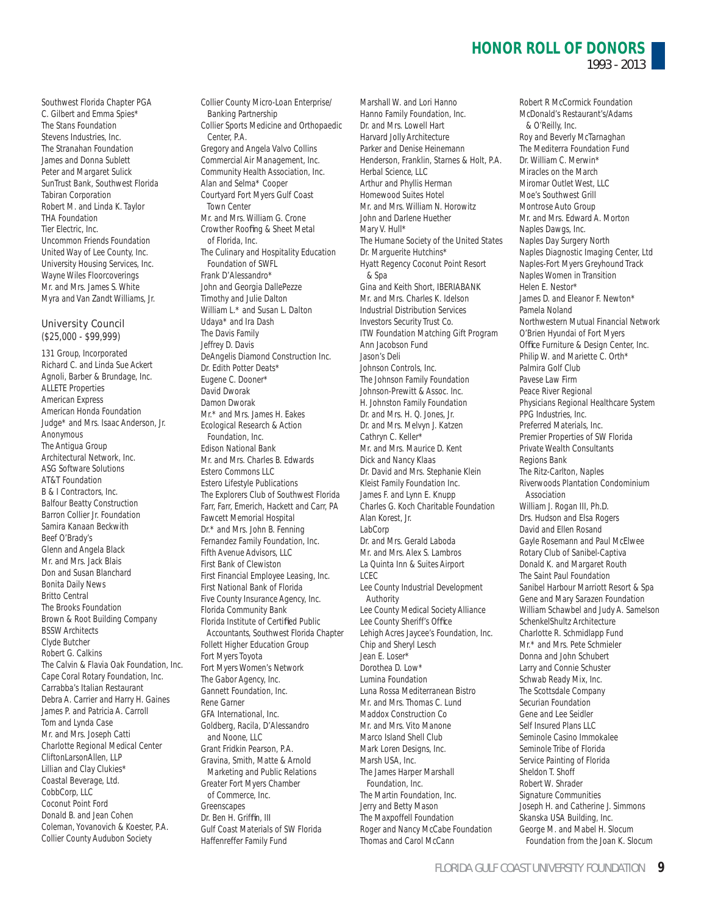# HONOR ROLL OF DONORS

1993 - 2013

Southwest Florida Chapter PGA
C. Gilbert and Emma Spies*
The Stans Foundation
Stevens Industries, Inc.
The Stranahan Foundation
James and Donna Sublett
Peter and Margaret Sulick
SunTrust Bank, Southwest Florida
Tabiran Corporation
Robert M. and Linda K. Taylor
THA Foundation
Tier Electric, Inc.
Uncommon Friends Foundation
United Way of Lee County, Inc.
University Housing Services, Inc.
Wayne Wiles Floorcoverings
Mr. and Mrs. James S. White
Myra and Van Zandt Williams, Jr.

## University Council
($25,000 - $99,999)

131 Group, Incorporated
Richard C. and Linda Sue Ackert
Agnoli, Barber & Brundage, Inc.
ALLETE Properties
American Express
American Honda Foundation
Judge* and Mrs. Isaac Anderson, Jr.
Anonymous
The Antigua Group
Architectural Network, Inc.
ASG Software Solutions
AT&T Foundation
B & I Contractors, Inc.
Balfour Beatty Construction
Barron Collier Jr. Foundation
Samira Kanaan Beckwith
Beef O'Brady's
Glenn and Angela Black
Mr. and Mrs. Jack Blais
Don and Susan Blanchard
Bonita Daily News
Britto Central
The Brooks Foundation
Brown & Root Building Company
BSSW Architects
Clyde Butcher
Robert G. Calkins
The Calvin & Flavia Oak Foundation, Inc.
Cape Coral Rotary Foundation, Inc.
Carrabba's Italian Restaurant
Debra A. Carrier and Harry H. Gaines
James P. and Patricia A. Carroll
Tom and Lynda Case
Mr. and Mrs. Joseph Catti
Charlotte Regional Medical Center
CliftonLarsonAllen, LLP
Lillian and Clay Clukies*
Coastal Beverage, Ltd.
CobbCorp, LLC
Coconut Point Ford
Donald B. and Jean Cohen
Coleman, Yovanovich & Koester, P.A.
Collier County Audubon Society
Collier County Micro-Loan Enterprise/ Banking Partnership
Collier Sports Medicine and Orthopaedic Center, P.A.
Gregory and Angela Valvo Collins
Commercial Air Management, Inc.
Community Health Association, Inc.
Alan and Selma* Cooper
Courtyard Fort Myers Gulf Coast Town Center
Mr. and Mrs. William G. Crone
Crowther Roofing & Sheet Metal of Florida, Inc.
The Culinary and Hospitality Education Foundation of SWFL
Frank D'Alessandro*
John and Georgia DallePezze
Timothy and Julie Dalton
William L.* and Susan L. Dalton
Udaya* and Ira Dash
The Davis Family
Jeffrey D. Davis
DeAngelis Diamond Construction Inc.
Dr. Edith Potter Deats*
Eugene C. Dooner*
David Dworak
Damon Dworak
Mr.* and Mrs. James H. Eakes
Ecological Research & Action Foundation, Inc.
Edison National Bank
Mr. and Mrs. Charles B. Edwards
Estero Commons LLC
Estero Lifestyle Publications
The Explorers Club of Southwest Florida
Farr, Farr, Emerich, Hackett and Carr, PA
Fawcett Memorial Hospital
Dr.* and Mrs. John B. Fenning
Fernandez Family Foundation, Inc.
Fifth Avenue Advisors, LLC
First Bank of Clewiston
First Financial Employee Leasing, Inc.
First National Bank of Florida
Five County Insurance Agency, Inc.
Florida Community Bank
Florida Institute of Certified Public Accountants, Southwest Florida Chapter
Follett Higher Education Group
Fort Myers Toyota
Fort Myers Women's Network
The Gabor Agency, Inc.
Gannett Foundation, Inc.
Rene Garner
GFA International, Inc.
Goldberg, Racila, D'Alessandro and Noone, LLC
Grant Fridkin Pearson, P.A.
Gravina, Smith, Matte & Arnold Marketing and Public Relations
Greater Fort Myers Chamber of Commerce, Inc.
Greenscapes
Dr. Ben H. Griffin, III
Gulf Coast Materials of SW Florida
Haffenreffer Family Fund
Marshall W. and Lori Hanno
Hanno Family Foundation, Inc.
Dr. and Mrs. Lowell Hart
Harvard Jolly Architecture
Parker and Denise Heinemann
Henderson, Franklin, Starnes & Holt, P.A.
Herbal Science, LLC
Arthur and Phyllis Herman
Homewood Suites Hotel
Mr. and Mrs. William N. Horowitz
John and Darlene Huether
Mary V. Hull*
The Humane Society of the United States
Dr. Marguerite Hutchins*
Hyatt Regency Coconut Point Resort & Spa
Gina and Keith Short, IBERIABANK
Mr. and Mrs. Charles K. Idelson
Industrial Distribution Services
Investors Security Trust Co.
ITW Foundation Matching Gift Program
Ann Jacobson Fund
Jason's Deli
Johnson Controls, Inc.
The Johnson Family Foundation
Johnson-Prewitt & Assoc. Inc.
H. Johnston Family Foundation
Dr. and Mrs. H. Q. Jones, Jr.
Dr. and Mrs. Melvyn J. Katzen
Cathryn C. Keller*
Mr. and Mrs. Maurice D. Kent
Dick and Nancy Klaas
Dr. David and Mrs. Stephanie Klein
Kleist Family Foundation Inc.
James F. and Lynn E. Knupp
Charles G. Koch Charitable Foundation
Alan Korest, Jr.
LabCorp
Dr. and Mrs. Gerald Laboda
Mr. and Mrs. Alex S. Lambros
La Quinta Inn & Suites Airport
LCEC
Lee County Industrial Development Authority
Lee County Medical Society Alliance
Lee County Sheriff's Office
Lehigh Acres Jaycee's Foundation, Inc.
Chip and Sheryl Lesch
Jean E. Loser*
Dorothea D. Low*
Lumina Foundation
Luna Rossa Mediterranean Bistro
Mr. and Mrs. Thomas C. Lund
Maddox Construction Co
Mr. and Mrs. Vito Manone
Marco Island Shell Club
Mark Loren Designs, Inc.
Marsh USA, Inc.
The James Harper Marshall Foundation, Inc.
The Martin Foundation, Inc.
Jerry and Betty Mason
The Maxpoffell Foundation
Roger and Nancy McCabe Foundation
Thomas and Carol McCann
Robert R McCormick Foundation
McDonald's Restaurant's/Adams & O'Reilly, Inc.
Roy and Beverly McTarnaghan
The Mediterra Foundation Fund
Dr. William C. Merwin*
Miracles on the March
Miromar Outlet West, LLC
Moe's Southwest Grill
Montrose Auto Group
Mr. and Mrs. Edward A. Morton
Naples Dawgs, Inc.
Naples Day Surgery North
Naples Diagnostic Imaging Center, Ltd
Naples-Fort Myers Greyhound Track
Naples Women in Transition
Helen E. Nestor*
James D. and Eleanor F. Newton*
Pamela Noland
Northwestern Mutual Financial Network
O'Brien Hyundai of Fort Myers
Office Furniture & Design Center, Inc.
Philip W. and Mariette C. Orth*
Palmira Golf Club
Pavese Law Firm
Peace River Regional
Physicians Regional Healthcare System
PPG Industries, Inc.
Preferred Materials, Inc.
Premier Properties of SW Florida
Private Wealth Consultants
Regions Bank
The Ritz-Carlton, Naples
Riverwoods Plantation Condominium Association
William J. Rogan III, Ph.D.
Drs. Hudson and Elsa Rogers
David and Ellen Rosand
Gayle Rosemann and Paul McElwee
Rotary Club of Sanibel-Captiva
Donald K. and Margaret Routh
The Saint Paul Foundation
Sanibel Harbour Marriott Resort & Spa
Gene and Mary Sarazen Foundation
William Schawbel and Judy A. Samelson
SchenkelShultz Architecture
Charlotte R. Schmidlapp Fund
Mr.* and Mrs. Pete Schmieler
Donna and John Schubert
Larry and Connie Schuster
Schwab Ready Mix, Inc.
The Scottsdale Company
Securian Foundation
Gene and Lee Seidler
Self Insured Plans LLC
Seminole Casino Immokalee
Seminole Tribe of Florida
Service Painting of Florida
Sheldon T. Shoff
Robert W. Shrader
Signature Communities
Joseph H. and Catherine J. Simmons
Skanska USA Building, Inc.
George M. and Mabel H. Slocum Foundation from the Joan K. Slocum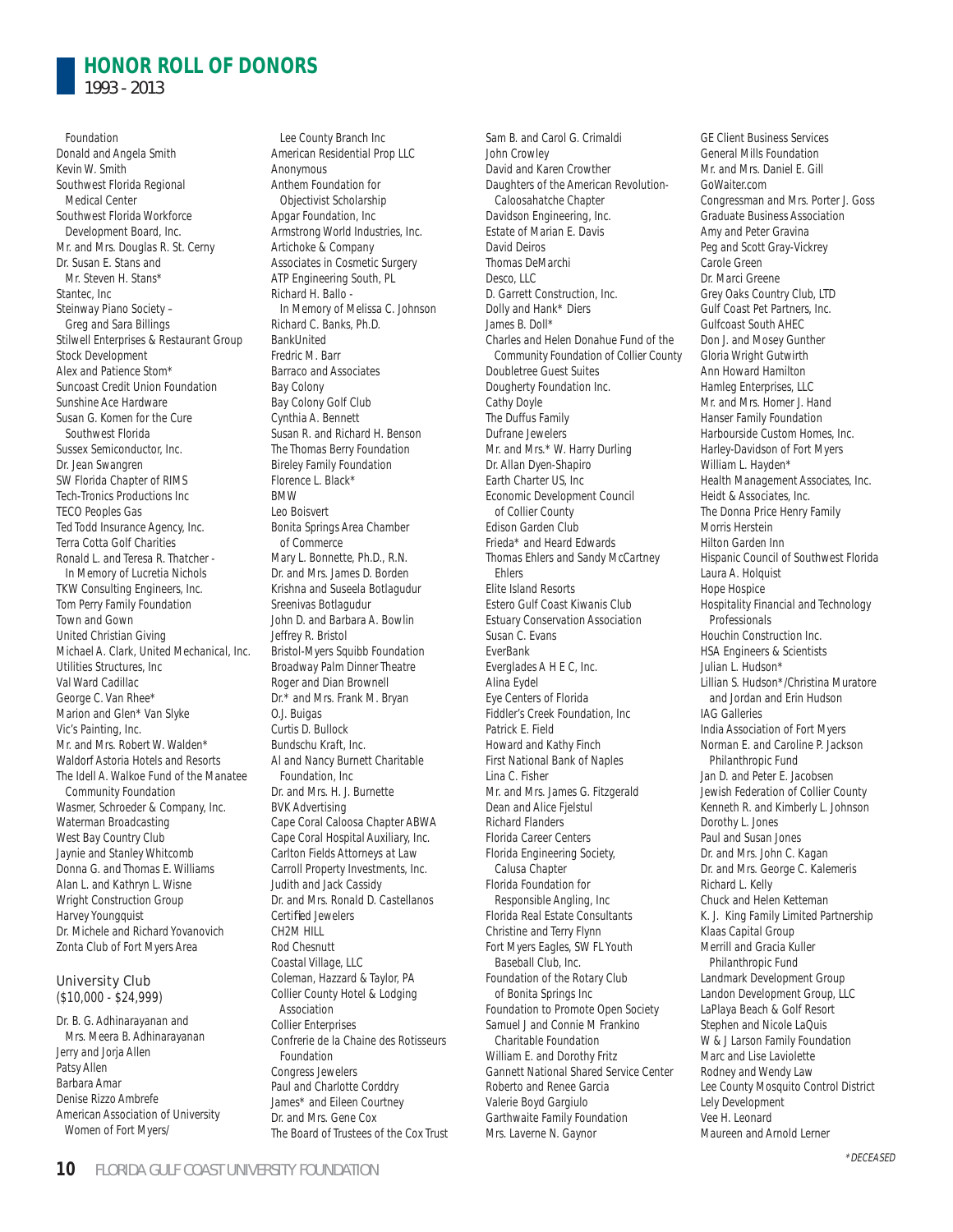# HONOR ROLL OF DONORS

1993 - 2013

Foundation
Donald and Angela Smith
Kevin W. Smith
Southwest Florida Regional Medical Center
Southwest Florida Workforce Development Board, Inc.
Mr. and Mrs. Douglas R. St. Cerny
Dr. Susan E. Stans and Mr. Steven H. Stans*
Stantec, Inc
Steinway Piano Society – Greg and Sara Billings
Stilwell Enterprises & Restaurant Group
Stock Development
Alex and Patience Stom*
Suncoast Credit Union Foundation
Sunshine Ace Hardware
Susan G. Komen for the Cure Southwest Florida
Sussex Semiconductor, Inc.
Dr. Jean Swangren
SW Florida Chapter of RIMS
Tech-Tronics Productions Inc
TECO Peoples Gas
Ted Todd Insurance Agency, Inc.
Terra Cotta Golf Charities
Ronald L. and Teresa R. Thatcher - In Memory of Lucretia Nichols
TKW Consulting Engineers, Inc.
Tom Perry Family Foundation
Town and Gown
United Christian Giving
Michael A. Clark, United Mechanical, Inc.
Utilities Structures, Inc
Val Ward Cadillac
George C. Van Rhee*
Marion and Glen* Van Slyke
Vic's Painting, Inc.
Mr. and Mrs. Robert W. Walden*
Waldorf Astoria Hotels and Resorts
The Idell A. Walkoe Fund of the Manatee Community Foundation
Wasmer, Schroeder & Company, Inc.
Waterman Broadcasting
West Bay Country Club
Jaynie and Stanley Whitcomb
Donna G. and Thomas E. Williams
Alan L. and Kathryn L. Wisne
Wright Construction Group
Harvey Youngquist
Dr. Michele and Richard Yovanovich
Zonta Club of Fort Myers Area

## University Club
($10,000 - $24,999)

Dr. B. G. Adhinarayanan and Mrs. Meera B. Adhinarayanan
Jerry and Jorja Allen
Patsy Allen
Barbara Amar
Denise Rizzo Ambrefe
American Association of University Women of Fort Myers/ Lee County Branch Inc
American Residential Prop LLC
Anonymous
Anthem Foundation for Objectivist Scholarship
Apgar Foundation, Inc
Armstrong World Industries, Inc.
Artichoke & Company
Associates in Cosmetic Surgery
ATP Engineering South, PL
Richard H. Ballo - In Memory of Melissa C. Johnson
Richard C. Banks, Ph.D.
BankUnited
Fredric M. Barr
Barraco and Associates
Bay Colony
Bay Colony Golf Club
Cynthia A. Bennett
Susan R. and Richard H. Benson
The Thomas Berry Foundation
Bireley Family Foundation
Florence L. Black*
BMW
Leo Boisvert
Bonita Springs Area Chamber of Commerce
Mary L. Bonnette, Ph.D., R.N.
Dr. and Mrs. James D. Borden
Krishna and Suseela Botlagudur
Sreenivas Botlagudur
John D. and Barbara A. Bowlin
Jeffrey R. Bristol
Bristol-Myers Squibb Foundation
Broadway Palm Dinner Theatre
Roger and Dian Brownell
Dr.* and Mrs. Frank M. Bryan
O.J. Buigas
Curtis D. Bullock
Bundschu Kraft, Inc.
Al and Nancy Burnett Charitable Foundation, Inc
Dr. and Mrs. H. J. Burnette
BVK Advertising
Cape Coral Caloosa Chapter ABWA
Cape Coral Hospital Auxiliary, Inc.
Carlton Fields Attorneys at Law
Carroll Property Investments, Inc.
Judith and Jack Cassidy
Dr. and Mrs. Ronald D. Castellanos
Certified Jewelers
CH2M HILL
Rod Chesnutt
Coastal Village, LLC
Coleman, Hazzard & Taylor, PA
Collier County Hotel & Lodging Association
Collier Enterprises
Confrerie de la Chaine des Rotisseurs Foundation
Congress Jewelers
Paul and Charlotte Corddry
James* and Eileen Courtney
Dr. and Mrs. Gene Cox
The Board of Trustees of the Cox Trust
Sam B. and Carol G. Crimaldi
John Crowley
David and Karen Crowther
Daughters of the American Revolution-Caloosahatche Chapter
Davidson Engineering, Inc.
Estate of Marian E. Davis
David Deiros
Thomas DeMarchi
Desco, LLC
D. Garrett Construction, Inc.
Dolly and Hank* Diers
James B. Doll*
Charles and Helen Donahue Fund of the Community Foundation of Collier County
Doubletree Guest Suites
Dougherty Foundation Inc.
Cathy Doyle
The Duffus Family
Dufrane Jewelers
Mr. and Mrs.* W. Harry Durling
Dr. Allan Dyen-Shapiro
Earth Charter US, Inc
Economic Development Council of Collier County
Edison Garden Club
Frieda* and Heard Edwards
Thomas Ehlers and Sandy McCartney Ehlers
Elite Island Resorts
Estero Gulf Coast Kiwanis Club
Estuary Conservation Association
Susan C. Evans
EverBank
Everglades A H E C, Inc.
Alina Eydel
Eye Centers of Florida
Fiddler's Creek Foundation, Inc
Patrick E. Field
Howard and Kathy Finch
First National Bank of Naples
Lina C. Fisher
Mr. and Mrs. James G. Fitzgerald
Dean and Alice Fjelstul
Richard Flanders
Florida Career Centers
Florida Engineering Society, Calusa Chapter
Florida Foundation for Responsible Angling, Inc
Florida Real Estate Consultants
Christine and Terry Flynn
Fort Myers Eagles, SW FL Youth Baseball Club, Inc.
Foundation of the Rotary Club of Bonita Springs Inc
Foundation to Promote Open Society
Samuel J and Connie M Frankino Charitable Foundation
William E. and Dorothy Fritz
Gannett National Shared Service Center
Roberto and Renee Garcia
Valerie Boyd Gargiulo
Garthwaite Family Foundation
Mrs. Laverne N. Gaynor
GE Client Business Services
General Mills Foundation
Mr. and Mrs. Daniel E. Gill
GoWaiter.com
Congressman and Mrs. Porter J. Goss
Graduate Business Association
Amy and Peter Gravina
Peg and Scott Gray-Vickrey
Carole Green
Dr. Marci Greene
Grey Oaks Country Club, LTD
Gulf Coast Pet Partners, Inc.
Gulfcoast South AHEC
Don J. and Mosey Gunther
Gloria Wright Gutwirth
Ann Howard Hamilton
Hamleg Enterprises, LLC
Mr. and Mrs. Homer J. Hand
Hanser Family Foundation
Harbourside Custom Homes, Inc.
Harley-Davidson of Fort Myers
William L. Hayden*
Health Management Associates, Inc.
Heidt & Associates, Inc.
The Donna Price Henry Family
Morris Herstein
Hilton Garden Inn
Hispanic Council of Southwest Florida
Laura A. Holquist
Hope Hospice
Hospitality Financial and Technology Professionals
Houchin Construction Inc.
HSA Engineers & Scientists
Julian L. Hudson*
Lillian S. Hudson*/Christina Muratore and Jordan and Erin Hudson
IAG Galleries
India Association of Fort Myers
Norman E. and Caroline P. Jackson Philanthropic Fund
Jan D. and Peter E. Jacobsen
Jewish Federation of Collier County
Kenneth R. and Kimberly L. Johnson
Dorothy L. Jones
Paul and Susan Jones
Dr. and Mrs. John C. Kagan
Dr. and Mrs. George C. Kalemeris
Richard L. Kelly
Chuck and Helen Ketteman
K. J. King Family Limited Partnership
Klaas Capital Group
Merrill and Gracia Kuller Philanthropic Fund
Landmark Development Group
Landon Development Group, LLC
LaPlaya Beach & Golf Resort
Stephen and Nicole LaQuis
W & J Larson Family Foundation
Marc and Lise Laviolette
Rodney and Wendy Law
Lee County Mosquito Control District
Lely Development
Vee H. Leonard
Maureen and Arnold Lerner

*DECEASED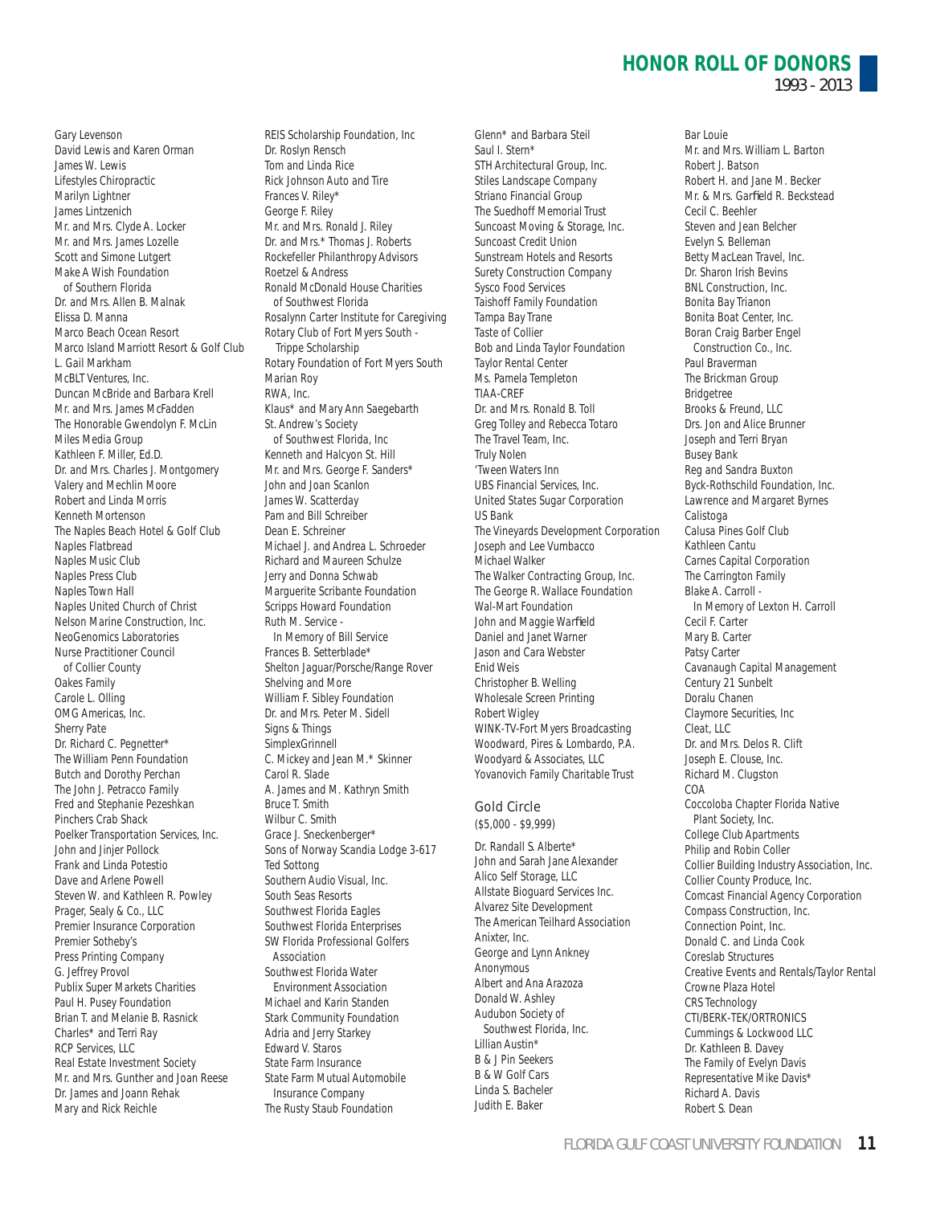# HONOR ROLL OF DONORS

1993 - 2013

Gary Levenson
David Lewis and Karen Orman
James W. Lewis
Lifestyles Chiropractic
Marilyn Lightner
James Lintzenich
Mr. and Mrs. Clyde A. Locker
Mr. and Mrs. James Lozelle
Scott and Simone Lutgert
Make A Wish Foundation
of Southern Florida
Dr. and Mrs. Allen B. Malnak
Elissa D. Manna
Marco Beach Ocean Resort
Marco Island Marriott Resort & Golf Club
L. Gail Markham
McBLT Ventures, Inc.
Duncan McBride and Barbara Krell
Mr. and Mrs. James McFadden
The Honorable Gwendolyn F. McLin
Miles Media Group
Kathleen F. Miller, Ed.D.
Dr. and Mrs. Charles J. Montgomery
Valery and Mechlin Moore
Robert and Linda Morris
Kenneth Mortenson
The Naples Beach Hotel & Golf Club
Naples Flatbread
Naples Music Club
Naples Press Club
Naples Town Hall
Naples United Church of Christ
Nelson Marine Construction, Inc.
NeoGenomics Laboratories
Nurse Practitioner Council
of Collier County
Oakes Family
Carole L. Olling
OMG Americas, Inc.
Sherry Pate
Dr. Richard C. Pegnetter*
The William Penn Foundation
Butch and Dorothy Perchan
The John J. Petracco Family
Fred and Stephanie Pezeshkan
Pinchers Crab Shack
Poelker Transportation Services, Inc.
John and Jinjer Pollock
Frank and Linda Potestio
Dave and Arlene Powell
Steven W. and Kathleen R. Powley
Prager, Sealy & Co., LLC
Premier Insurance Corporation
Premier Sotheby's
Press Printing Company
G. Jeffrey Provol
Publix Super Markets Charities
Paul H. Pusey Foundation
Brian T. and Melanie B. Rasnick
Charles* and Terri Ray
RCP Services, LLC
Real Estate Investment Society
Mr. and Mrs. Gunther and Joan Reese
Dr. James and Joann Rehak
Mary and Rick Reichle
REIS Scholarship Foundation, Inc
Dr. Roslyn Rensch
Tom and Linda Rice
Rick Johnson Auto and Tire
Frances V. Riley*
George F. Riley
Mr. and Mrs. Ronald J. Riley
Dr. and Mrs.* Thomas J. Roberts
Rockefeller Philanthropy Advisors
Roetzel & Andress
Ronald McDonald House Charities
of Southwest Florida
Rosalynn Carter Institute for Caregiving
Rotary Club of Fort Myers South -
Trippe Scholarship
Rotary Foundation of Fort Myers South
Marian Roy
RWA, Inc.
Klaus* and Mary Ann Saegebarth
St. Andrew's Society
of Southwest Florida, Inc
Kenneth and Halcyon St. Hill
Mr. and Mrs. George F. Sanders*
John and Joan Scanlon
James W. Scatterday
Pam and Bill Schreiber
Dean E. Schreiner
Michael J. and Andrea L. Schroeder
Richard and Maureen Schulze
Jerry and Donna Schwab
Marguerite Scribante Foundation
Scripps Howard Foundation
Ruth M. Service -
In Memory of Bill Service
Frances B. Setterblade*
Shelton Jaguar/Porsche/Range Rover
Shelving and More
William F. Sibley Foundation
Dr. and Mrs. Peter M. Sidell
Signs & Things
SimplexGrinnell
C. Mickey and Jean M.* Skinner
Carol R. Slade
A. James and M. Kathryn Smith
Bruce T. Smith
Wilbur C. Smith
Grace J. Sneckenberger*
Sons of Norway Scandia Lodge 3-617
Ted Sottong
Southern Audio Visual, Inc.
South Seas Resorts
Southwest Florida Eagles
Southwest Florida Enterprises
SW Florida Professional Golfers
Association
Southwest Florida Water
Environment Association
Michael and Karin Standen
Stark Community Foundation
Adria and Jerry Starkey
Edward V. Staros
State Farm Insurance
State Farm Mutual Automobile
Insurance Company
The Rusty Staub Foundation
Glenn* and Barbara Steil
Saul I. Stern*
STH Architectural Group, Inc.
Stiles Landscape Company
Striano Financial Group
The Suedhoff Memorial Trust
Suncoast Moving & Storage, Inc.
Suncoast Credit Union
Sunstream Hotels and Resorts
Surety Construction Company
Sysco Food Services
Taishoff Family Foundation
Tampa Bay Trane
Taste of Collier
Bob and Linda Taylor Foundation
Taylor Rental Center
Ms. Pamela Templeton
TIAA-CREF
Dr. and Mrs. Ronald B. Toll
Greg Tolley and Rebecca Totaro
The Travel Team, Inc.
Truly Nolen
'Tween Waters Inn
UBS Financial Services, Inc.
United States Sugar Corporation
US Bank
The Vineyards Development Corporation
Joseph and Lee Vumbacco
Michael Walker
The Walker Contracting Group, Inc.
The George R. Wallace Foundation
Wal-Mart Foundation
John and Maggie Warfield
Daniel and Janet Warner
Jason and Cara Webster
Enid Weis
Christopher B. Welling
Wholesale Screen Printing
Robert Wigley
WINK-TV-Fort Myers Broadcasting
Woodward, Pires & Lombardo, P.A.
Woodyard & Associates, LLC
Yovanovich Family Charitable Trust

## Gold Circle
($5,000 - $9,999)

Dr. Randall S. Alberte*
John and Sarah Jane Alexander
Alico Self Storage, LLC
Allstate Bioguard Services Inc.
Alvarez Site Development
The American Teilhard Association
Anixter, Inc.
George and Lynn Ankney
Anonymous
Albert and Ana Arazoza
Donald W. Ashley
Audubon Society of
Southwest Florida, Inc.
Lillian Austin*
B & J Pin Seekers
B & W Golf Cars
Linda S. Bacheler
Judith E. Baker
Bar Louie
Mr. and Mrs. William L. Barton
Robert J. Batson
Robert H. and Jane M. Becker
Mr. & Mrs. Garfield R. Beckstead
Cecil C. Beehler
Steven and Jean Belcher
Evelyn S. Belleman
Betty MacLean Travel, Inc.
Dr. Sharon Irish Bevins
BNL Construction, Inc.
Bonita Bay Trianon
Bonita Boat Center, Inc.
Boran Craig Barber Engel
Construction Co., Inc.
Paul Braverman
The Brickman Group
Bridgetree
Brooks & Freund, LLC
Drs. Jon and Alice Brunner
Joseph and Terri Bryan
Busey Bank
Reg and Sandra Buxton
Byck-Rothschild Foundation, Inc.
Lawrence and Margaret Byrnes
Calistoga
Calusa Pines Golf Club
Kathleen Cantu
Carnes Capital Corporation
The Carrington Family
Blake A. Carroll -
In Memory of Lexton H. Carroll
Cecil F. Carter
Mary B. Carter
Patsy Carter
Cavanaugh Capital Management
Century 21 Sunbelt
Doralu Chanen
Claymore Securities, Inc
Cleat, LLC
Dr. and Mrs. Delos R. Clift
Joseph E. Clouse, Inc.
Richard M. Clugston
COA
Coccoloba Chapter Florida Native
Plant Society, Inc.
College Club Apartments
Philip and Robin Coller
Collier Building Industry Association, Inc.
Collier County Produce, Inc.
Comcast Financial Agency Corporation
Compass Construction, Inc.
Connection Point, Inc.
Donald C. and Linda Cook
Coreslab Structures
Creative Events and Rentals/Taylor Rental
Crowne Plaza Hotel
CRS Technology
CTI/BERK-TEK/ORTRONICS
Cummings & Lockwood LLC
Dr. Kathleen B. Davey
The Family of Evelyn Davis
Representative Mike Davis*
Richard A. Davis
Robert S. Dean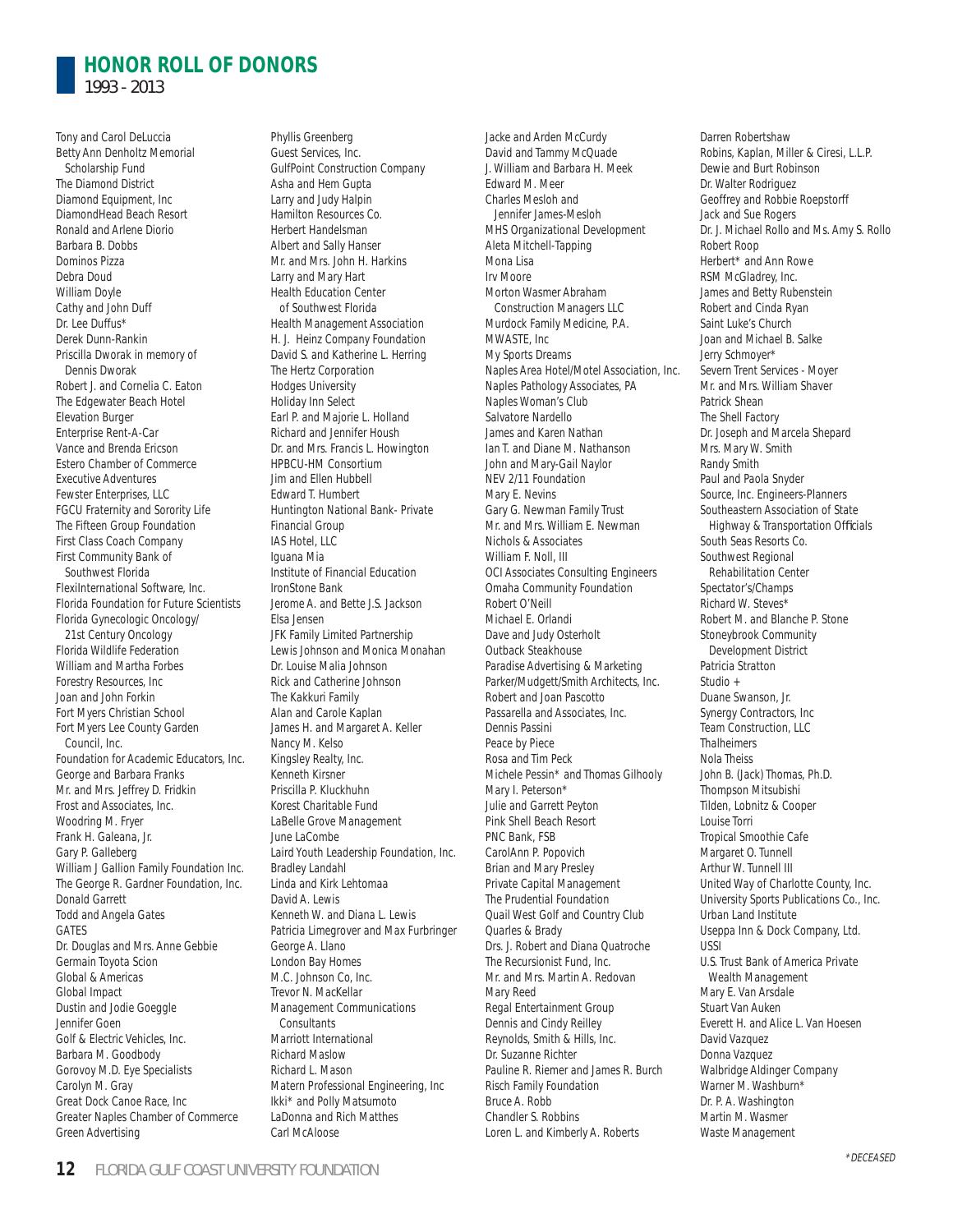## HONOR ROLL OF DONORS

1993 - 2013

Tony and Carol DeLuccia
Betty Ann Denholtz Memorial Scholarship Fund
The Diamond District
Diamond Equipment, Inc
DiamondHead Beach Resort
Ronald and Arlene Diorio
Barbara B. Dobbs
Dominos Pizza
Debra Doud
William Doyle
Cathy and John Duff
Dr. Lee Duffus*
Derek Dunn-Rankin
Priscilla Dworak in memory of Dennis Dworak
Robert J. and Cornelia C. Eaton
The Edgewater Beach Hotel
Elevation Burger
Enterprise Rent-A-Car
Vance and Brenda Ericson
Estero Chamber of Commerce
Executive Adventures
Fewster Enterprises, LLC
FGCU Fraternity and Sorority Life
The Fifteen Group Foundation
First Class Coach Company
First Community Bank of Southwest Florida
FlexiInternational Software, Inc.
Florida Foundation for Future Scientists
Florida Gynecologic Oncology/21st Century Oncology
Florida Wildlife Federation
William and Martha Forbes
Forestry Resources, Inc
Joan and John Forkin
Fort Myers Christian School
Fort Myers Lee County Garden Council, Inc.
Foundation for Academic Educators, Inc.
George and Barbara Franks
Mr. and Mrs. Jeffrey D. Fridkin
Frost and Associates, Inc.
Woodring M. Fryer
Frank H. Galeana, Jr.
Gary P. Galleberg
William J Gallion Family Foundation Inc.
The George R. Gardner Foundation, Inc.
Donald Garrett
Todd and Angela Gates
GATES
Dr. Douglas and Mrs. Anne Gebbie
Germain Toyota Scion
Global & Americas
Global Impact
Dustin and Jodie Goeggle
Jennifer Goen
Golf & Electric Vehicles, Inc.
Barbara M. Goodbody
Gorovoy M.D. Eye Specialists
Carolyn M. Gray
Great Dock Canoe Race, Inc
Greater Naples Chamber of Commerce
Green Advertising
Phyllis Greenberg
Guest Services, Inc.
GulfPoint Construction Company
Asha and Hem Gupta
Larry and Judy Halpin
Hamilton Resources Co.
Herbert Handelsman
Albert and Sally Hanser
Mr. and Mrs. John H. Harkins
Larry and Mary Hart
Health Education Center of Southwest Florida
Health Management Association
H. J. Heinz Company Foundation
David S. and Katherine L. Herring
The Hertz Corporation
Hodges University
Holiday Inn Select
Earl P. and Majorie L. Holland
Richard and Jennifer Housh
Dr. and Mrs. Francis L. Howington
HPBCU-HM Consortium
Jim and Ellen Hubbell
Edward T. Humbert
Huntington National Bank- Private Financial Group
IAS Hotel, LLC
Iguana Mia
Institute of Financial Education
IronStone Bank
Jerome A. and Bette J.S. Jackson
Elsa Jensen
JFK Family Limited Partnership
Lewis Johnson and Monica Monahan
Dr. Louise Malia Johnson
Rick and Catherine Johnson
The Kakkuri Family
Alan and Carole Kaplan
James H. and Margaret A. Keller
Nancy M. Kelso
Kingsley Realty, Inc.
Kenneth Kirsner
Priscilla P. Kluckhuhn
Korest Charitable Fund
LaBelle Grove Management
June LaCombe
Laird Youth Leadership Foundation, Inc.
Bradley Landahl
Linda and Kirk Lehtomaa
David A. Lewis
Kenneth W. and Diana L. Lewis
Patricia Limegrover and Max Furbringer
George A. Llano
London Bay Homes
M.C. Johnson Co, Inc.
Trevor N. MacKellar
Management Communications Consultants
Marriott International
Richard Maslow
Richard L. Mason
Matern Professional Engineering, Inc
Ikki* and Polly Matsumoto
LaDonna and Rich Matthes
Carl McAloose
Jacke and Arden McCurdy
David and Tammy McQuade
J. William and Barbara H. Meek
Edward M. Meer
Charles Mesloh and Jennifer James-Mesloh
MHS Organizational Development
Aleta Mitchell-Tapping
Mona Lisa
Irv Moore
Morton Wasmer Abraham Construction Managers LLC
Murdock Family Medicine, P.A.
MWASTE, Inc
My Sports Dreams
Naples Area Hotel/Motel Association, Inc.
Naples Pathology Associates, PA
Naples Woman's Club
Salvatore Nardello
James and Karen Nathan
Ian T. and Diane M. Nathanson
John and Mary-Gail Naylor
NEV 2/11 Foundation
Mary E. Nevins
Gary G. Newman Family Trust
Mr. and Mrs. William E. Newman
Nichols & Associates
William F. Noll, III
OCI Associates Consulting Engineers
Omaha Community Foundation
Robert O'Neill
Michael E. Orlandi
Dave and Judy Osterholt
Outback Steakhouse
Paradise Advertising & Marketing
Parker/Mudgett/Smith Architects, Inc.
Robert and Joan Pascotto
Passarella and Associates, Inc.
Dennis Passini
Peace by Piece
Rosa and Tim Peck
Michele Pessin* and Thomas Gilhooly
Mary I. Peterson*
Julie and Garrett Peyton
Pink Shell Beach Resort
PNC Bank, FSB
CarolAnn P. Popovich
Brian and Mary Presley
Private Capital Management
The Prudential Foundation
Quail West Golf and Country Club
Quarles & Brady
Drs. J. Robert and Diana Quatroche
The Recursionist Fund, Inc.
Mr. and Mrs. Martin A. Redovan
Mary Reed
Regal Entertainment Group
Dennis and Cindy Reilley
Reynolds, Smith & Hills, Inc.
Dr. Suzanne Richter
Pauline R. Riemer and James R. Burch
Risch Family Foundation
Bruce A. Robb
Chandler S. Robbins
Loren L. and Kimberly A. Roberts
Darren Robertshaw
Robins, Kaplan, Miller & Ciresi, L.L.P.
Dewie and Burt Robinson
Dr. Walter Rodriguez
Geoffrey and Robbie Roepstorff
Jack and Sue Rogers
Dr. J. Michael Rollo and Ms. Amy S. Rollo
Robert Roop
Herbert* and Ann Rowe
RSM McGladrey, Inc.
James and Betty Rubenstein
Robert and Cinda Ryan
Saint Luke's Church
Joan and Michael B. Salke
Jerry Schmoyer*
Severn Trent Services - Moyer
Mr. and Mrs. William Shaver
Patrick Shean
The Shell Factory
Dr. Joseph and Marcela Shepard
Mrs. Mary W. Smith
Randy Smith
Paul and Paola Snyder
Source, Inc. Engineers-Planners
Southeastern Association of State Highway & Transportation Officials
South Seas Resorts Co.
Southwest Regional Rehabilitation Center
Spectator's/Champs
Richard W. Steves*
Robert M. and Blanche P. Stone
Stoneybrook Community Development District
Patricia Stratton
Studio +
Duane Swanson, Jr.
Synergy Contractors, Inc
Team Construction, LLC
Thalheimers
Nola Theiss
John B. (Jack) Thomas, Ph.D.
Thompson Mitsubishi
Tilden, Lobnitz & Cooper
Louise Torri
Tropical Smoothie Cafe
Margaret O. Tunnell
Arthur W. Tunnell III
United Way of Charlotte County, Inc.
University Sports Publications Co., Inc.
Urban Land Institute
Useppa Inn & Dock Company, Ltd.
USSI
U.S. Trust Bank of America Private Wealth Management
Mary E. Van Arsdale
Stuart Van Auken
Everett H. and Alice L. Van Hoesen
David Vazquez
Donna Vazquez
Walbridge Aldinger Company
Warner M. Washburn*
Dr. P. A. Washington
Martin M. Wasmer
Waste Management

*DECEASED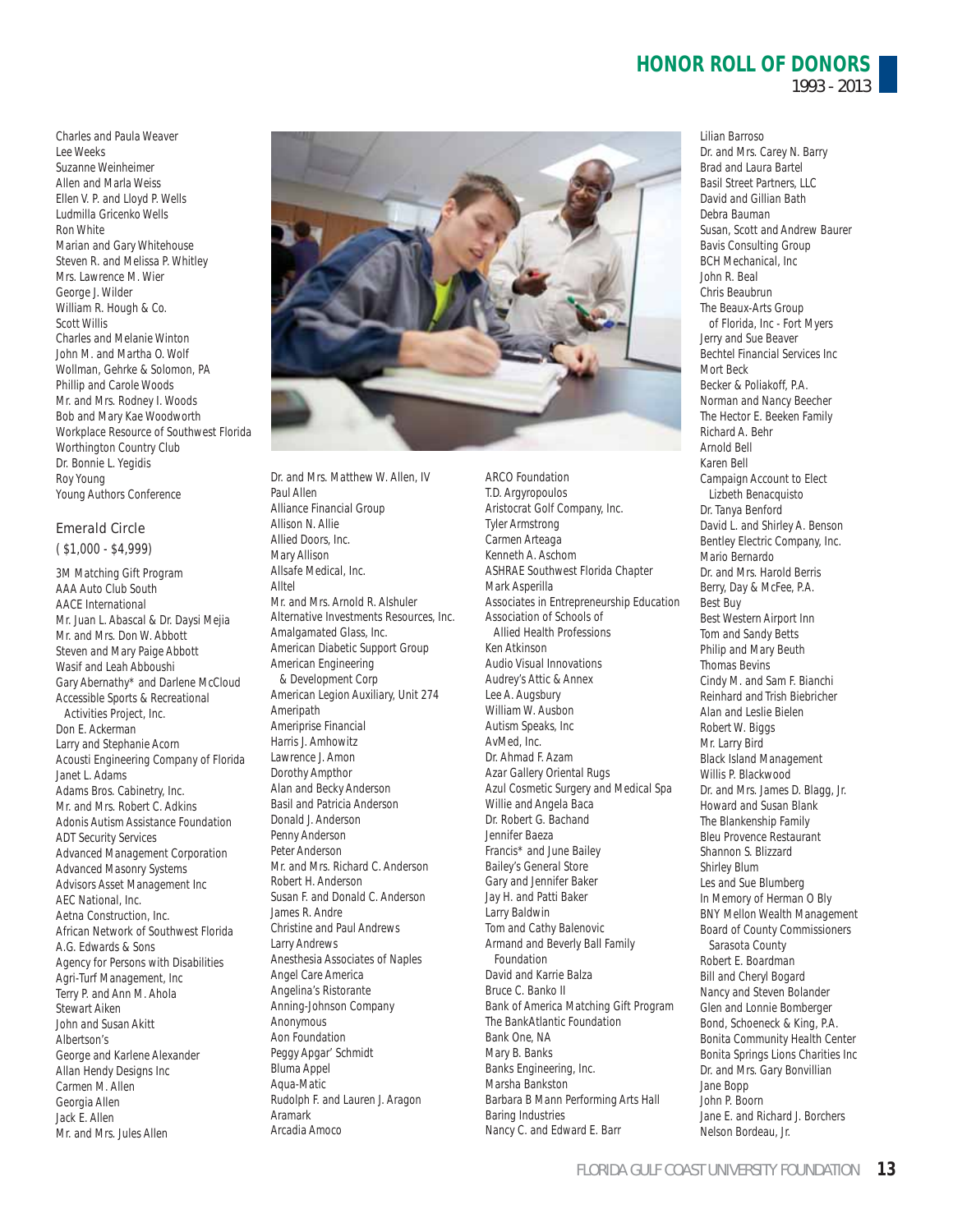Charles and Paula Weaver
Lee Weeks
Suzanne Weinheimer
Allen and Marla Weiss
Ellen V. P. and Lloyd P. Wells
Ludmilla Gricenko Wells
Ron White
Marian and Gary Whitehouse
Steven R. and Melissa P. Whitley
Mrs. Lawrence M. Wier
George J. Wilder
William R. Hough & Co.
Scott Willis
Charles and Melanie Winton
John M. and Martha O. Wolf
Wollman, Gehrke & Solomon, PA
Phillip and Carole Woods
Mr. and Mrs. Rodney I. Woods
Bob and Mary Kae Woodworth
Workplace Resource of Southwest Florida
Worthington Country Club
Dr. Bonnie L. Yegidis
Roy Young
Young Authors Conference

### Emerald Circle
($1,000 - $4,999)

3M Matching Gift Program
AAA Auto Club South
AACE International
Mr. Juan L. Abascal & Dr. Daysi Mejia
Mr. and Mrs. Don W. Abbott
Steven and Mary Paige Abbott
Wasif and Leah Abboushi
Gary Abernathy* and Darlene McCloud
Accessible Sports & Recreational Activities Project, Inc.
Don E. Ackerman
Larry and Stephanie Acorn
Acousti Engineering Company of Florida
Janet L. Adams
Adams Bros. Cabinetry, Inc.
Mr. and Mrs. Robert C. Adkins
Adonis Autism Assistance Foundation
ADT Security Services
Advanced Management Corporation
Advanced Masonry Systems
Advisors Asset Management Inc
AEC National, Inc.
Aetna Construction, Inc.
African Network of Southwest Florida
A.G. Edwards & Sons
Agency for Persons with Disabilities
Agri-Turf Management, Inc
Terry P. and Ann M. Ahola
Stewart Aiken
John and Susan Akitt
Albertson's
George and Karlene Alexander
Allan Hendy Designs Inc
Carmen M. Allen
Georgia Allen
Jack E. Allen
Mr. and Mrs. Jules Allen
Dr. and Mrs. Matthew W. Allen, IV
Paul Allen
Alliance Financial Group
Allison N. Allie
Allied Doors, Inc.
Mary Allison
Allsafe Medical, Inc.
Alltel
Mr. and Mrs. Arnold R. Alshuler
Alternative Investments Resources, Inc.
Amalgamated Glass, Inc.
American Diabetic Support Group
American Engineering & Development Corp
American Legion Auxiliary, Unit 274
Ameripath
Ameriprise Financial
Harris J. Amhowitz
Lawrence J. Amon
Dorothy Ampthor
Alan and Becky Anderson
Basil and Patricia Anderson
Donald J. Anderson
Penny Anderson
Peter Anderson
Mr. and Mrs. Richard C. Anderson
Robert H. Anderson
Susan F. and Donald C. Anderson
James R. Andre
Christine and Paul Andrews
Larry Andrews
Anesthesia Associates of Naples
Angel Care America
Angelina's Ristorante
Anning-Johnson Company
Anonymous
Aon Foundation
Peggy Apgar' Schmidt
Bluma Appel
Aqua-Matic
Rudolph F. and Lauren J. Aragon
Aramark
Arcadia Amoco
ARCO Foundation
T.D. Argyropoulos
Aristocrat Golf Company, Inc.
Tyler Armstrong
Carmen Arteaga
Kenneth A. Aschom
ASHRAE Southwest Florida Chapter
Mark Asperilla
Associates in Entrepreneurship Education
Association of Schools of Allied Health Professions
Ken Atkinson
Audio Visual Innovations
Audrey's Attic & Annex
Lee A. Augsbury
William W. Ausbon
Autism Speaks, Inc
AvMed, Inc.
Dr. Ahmad F. Azam
Azar Gallery Oriental Rugs
Azul Cosmetic Surgery and Medical Spa
Willie and Angela Baca
Dr. Robert G. Bachand
Jennifer Baeza
Francis* and June Bailey
Bailey's General Store
Gary and Jennifer Baker
Jay H. and Patti Baker
Larry Baldwin
Tom and Cathy Balenovic
Armand and Beverly Ball Family Foundation
David and Karrie Balza
Bruce C. Banko II
Bank of America Matching Gift Program
The BankAtlantic Foundation
Bank One, NA
Mary B. Banks
Banks Engineering, Inc.
Marsha Bankston
Barbara B Mann Performing Arts Hall
Baring Industries
Nancy C. and Edward E. Barr
Lilian Barroso
Dr. and Mrs. Carey N. Barry
Brad and Laura Bartel
Basil Street Partners, LLC
David and Gillian Bath
Debra Bauman
Susan, Scott and Andrew Baurer
Bavis Consulting Group
BCH Mechanical, Inc
John R. Beal
Chris Beaubrun
The Beaux-Arts Group of Florida, Inc - Fort Myers
Jerry and Sue Beaver
Bechtel Financial Services Inc
Mort Beck
Becker & Poliakoff, P.A.
Norman and Nancy Beecher
The Hector E. Beeken Family
Richard A. Behr
Arnold Bell
Karen Bell
Campaign Account to Elect Lizbeth Benacquisto
Dr. Tanya Benford
David L. and Shirley A. Benson
Bentley Electric Company, Inc.
Mario Bernardo
Dr. and Mrs. Harold Berris
Berry, Day & McFee, P.A.
Best Buy
Best Western Airport Inn
Tom and Sandy Betts
Philip and Mary Beuth
Thomas Bevins
Cindy M. and Sam F. Bianchi
Reinhard and Trish Biebricher
Alan and Leslie Bielen
Robert W. Biggs
Mr. Larry Bird
Black Island Management
Willis P. Blackwood
Dr. and Mrs. James D. Blagg, Jr.
Howard and Susan Blank
The Blankenship Family
Bleu Provence Restaurant
Shannon S. Blizzard
Shirley Blum
Les and Sue Blumberg
In Memory of Herman O Bly
BNY Mellon Wealth Management
Board of County Commissioners Sarasota County
Robert E. Boardman
Bill and Cheryl Bogard
Nancy and Steven Bolander
Glen and Lonnie Bomberger
Bond, Schoeneck & King, P.A.
Bonita Community Health Center
Bonita Springs Lions Charities Inc
Dr. and Mrs. Gary Bonvillian
Jane Bopp
John P. Boorn
Jane E. and Richard J. Borchers
Nelson Bordeau, Jr.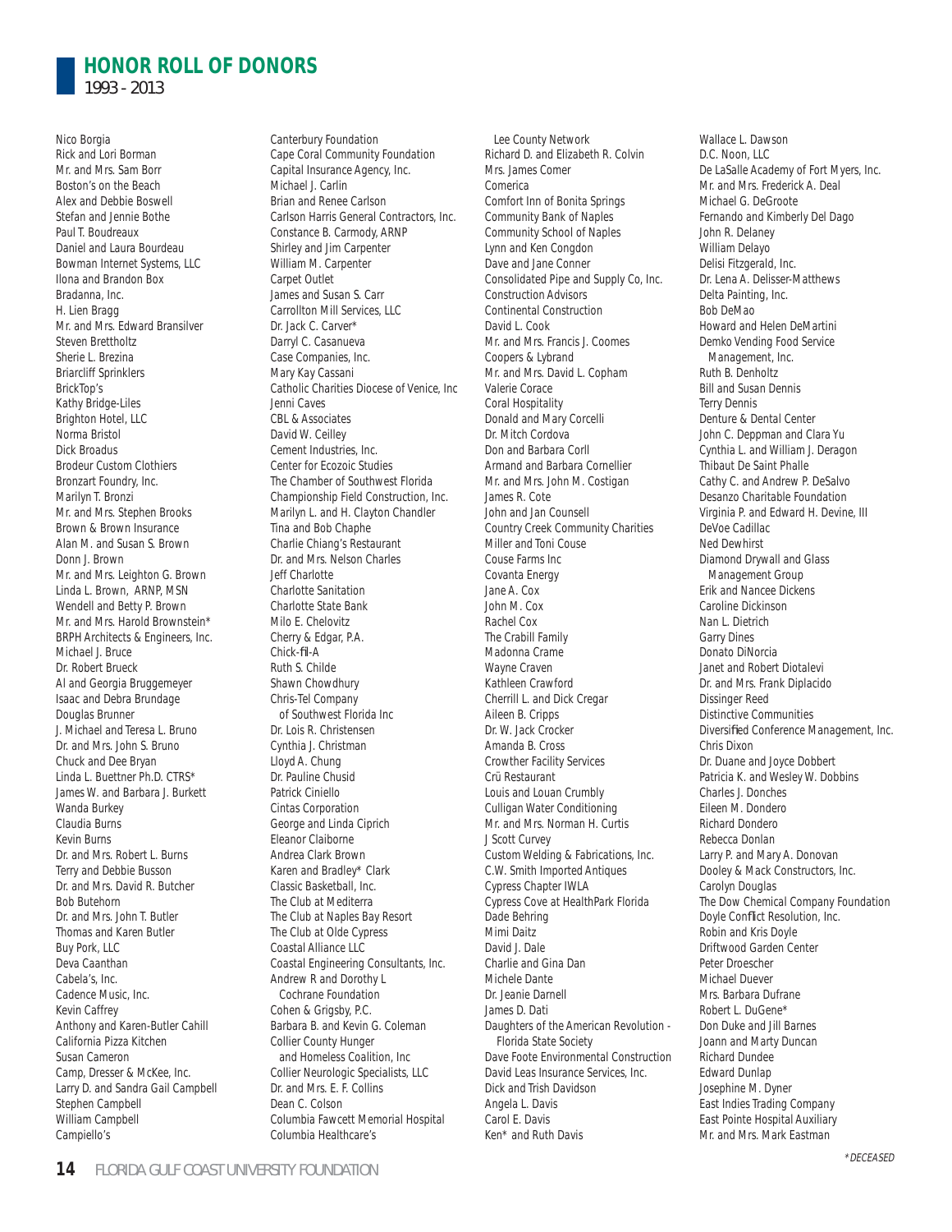# HONOR ROLL OF DONORS
1993 - 2013

Nico Borgia
Rick and Lori Borman
Mr. and Mrs. Sam Borr
Boston's on the Beach
Alex and Debbie Boswell
Stefan and Jennie Bothe
Paul T. Boudreaux
Daniel and Laura Bourdeau
Bowman Internet Systems, LLC
Ilona and Brandon Box
Bradanna, Inc.
H. Lien Bragg
Mr. and Mrs. Edward Bransilver
Steven Brettholtz
Sherie L. Brezina
Briarcliff Sprinklers
BrickTop's
Kathy Bridge-Liles
Brighton Hotel, LLC
Norma Bristol
Dick Broadus
Brodeur Custom Clothiers
Bronzart Foundry, Inc.
Marilyn T. Bronzi
Mr. and Mrs. Stephen Brooks
Brown & Brown Insurance
Alan M. and Susan S. Brown
Donn J. Brown
Mr. and Mrs. Leighton G. Brown
Linda L. Brown, ARNP, MSN
Wendell and Betty P. Brown
Mr. and Mrs. Harold Brownstein*
BRPH Architects & Engineers, Inc.
Michael J. Bruce
Dr. Robert Brueck
Al and Georgia Bruggemeyer
Isaac and Debra Brundage
Douglas Brunner
J. Michael and Teresa L. Bruno
Dr. and Mrs. John S. Bruno
Chuck and Dee Bryan
Linda L. Buettner Ph.D. CTRS*
James W. and Barbara J. Burkett
Wanda Burkey
Claudia Burns
Kevin Burns
Dr. and Mrs. Robert L. Burns
Terry and Debbie Busson
Dr. and Mrs. David R. Butcher
Bob Butehorn
Dr. and Mrs. John T. Butler
Thomas and Karen Butler
Buy Pork, LLC
Deva Caanthan
Cabela's, Inc.
Cadence Music, Inc.
Kevin Caffrey
Anthony and Karen-Butler Cahill
California Pizza Kitchen
Susan Cameron
Camp, Dresser & McKee, Inc.
Larry D. and Sandra Gail Campbell
Stephen Campbell
William Campbell
Campiello's
Canterbury Foundation
Cape Coral Community Foundation
Capital Insurance Agency, Inc.
Michael J. Carlin
Brian and Renee Carlson
Carlson Harris General Contractors, Inc.
Constance B. Carmody, ARNP
Shirley and Jim Carpenter
William M. Carpenter
Carpet Outlet
James and Susan S. Carr
Carrollton Mill Services, LLC
Dr. Jack C. Carver*
Darryl C. Casanueva
Case Companies, Inc.
Mary Kay Cassani
Catholic Charities Diocese of Venice, Inc
Jenni Caves
CBL & Associates
David W. Ceilley
Cement Industries, Inc.
Center for Ecozoic Studies
The Chamber of Southwest Florida
Championship Field Construction, Inc.
Marilyn L. and H. Clayton Chandler
Tina and Bob Chaphe
Charlie Chiang's Restaurant
Dr. and Mrs. Nelson Charles
Jeff Charlotte
Charlotte Sanitation
Charlotte State Bank
Milo E. Chelovitz
Cherry & Edgar, P.A.
Chick-fil-A
Ruth S. Childe
Shawn Chowdhury
Chris-Tel Company of Southwest Florida Inc
Dr. Lois R. Christensen
Cynthia J. Christman
Lloyd A. Chung
Dr. Pauline Chusid
Patrick Ciniello
Cintas Corporation
George and Linda Ciprich
Eleanor Claiborne
Andrea Clark Brown
Karen and Bradley* Clark
Classic Basketball, Inc.
The Club at Mediterra
The Club at Naples Bay Resort
The Club at Olde Cypress
Coastal Alliance LLC
Coastal Engineering Consultants, Inc.
Andrew R and Dorothy L Cochrane Foundation
Cohen & Grigsby, P.C.
Barbara B. and Kevin G. Coleman
Collier County Hunger and Homeless Coalition, Inc
Collier Neurologic Specialists, LLC
Dr. and Mrs. E. F. Collins
Dean C. Colson
Columbia Fawcett Memorial Hospital
Columbia Healthcare's Lee County Network
Richard D. and Elizabeth R. Colvin
Mrs. James Comer
Comerica
Comfort Inn of Bonita Springs
Community Bank of Naples
Community School of Naples
Lynn and Ken Congdon
Dave and Jane Conner
Consolidated Pipe and Supply Co, Inc.
Construction Advisors
Continental Construction
David L. Cook
Mr. and Mrs. Francis J. Coomes
Coopers & Lybrand
Mr. and Mrs. David L. Copham
Valerie Corace
Coral Hospitality
Donald and Mary Corcelli
Dr. Mitch Cordova
Don and Barbara Corll
Armand and Barbara Cornellier
Mr. and Mrs. John M. Costigan
James R. Cote
John and Jan Counsell
Country Creek Community Charities
Miller and Toni Couse
Couse Farms Inc
Covanta Energy
Jane A. Cox
John M. Cox
Rachel Cox
The Crabill Family
Madonna Crame
Wayne Craven
Kathleen Crawford
Cherrill L. and Dick Cregar
Aileen B. Cripps
Dr. W. Jack Crocker
Amanda B. Cross
Crowther Facility Services
Crū Restaurant
Louis and Louan Crumbly
Culligan Water Conditioning
Mr. and Mrs. Norman H. Curtis
J Scott Curvey
Custom Welding & Fabrications, Inc.
C.W. Smith Imported Antiques
Cypress Chapter IWLA
Cypress Cove at HealthPark Florida
Dade Behring
Mimi Daitz
David J. Dale
Charlie and Gina Dan
Michele Dante
Dr. Jeanie Darnell
James D. Dati
Daughters of the American Revolution - Florida State Society
Dave Foote Environmental Construction
David Leas Insurance Services, Inc.
Dick and Trish Davidson
Angela L. Davis
Carol E. Davis
Ken* and Ruth Davis
Wallace L. Dawson
D.C. Noon, LLC
De LaSalle Academy of Fort Myers, Inc.
Mr. and Mrs. Frederick A. Deal
Michael G. DeGroote
Fernando and Kimberly Del Dago
John R. Delaney
William Delayo
Delisi Fitzgerald, Inc.
Dr. Lena A. Delisser-Matthews
Delta Painting, Inc.
Bob DeMao
Howard and Helen DeMartini
Demko Vending Food Service Management, Inc.
Ruth B. Denholtz
Bill and Susan Dennis
Terry Dennis
Denture & Dental Center
John C. Deppman and Clara Yu
Cynthia L. and William J. Deragon
Thibaut De Saint Phalle
Cathy C. and Andrew P. DeSalvo
Desanzo Charitable Foundation
Virginia P. and Edward H. Devine, III
DeVoe Cadillac
Ned Dewhirst
Diamond Drywall and Glass Management Group
Erik and Nancee Dickens
Caroline Dickinson
Nan L. Dietrich
Garry Dines
Donato DiNorcia
Janet and Robert Diotalevi
Dr. and Mrs. Frank Diplacido
Dissinger Reed
Distinctive Communities
Diversified Conference Management, Inc.
Chris Dixon
Dr. Duane and Joyce Dobbert
Patricia K. and Wesley W. Dobbins
Charles J. Donches
Eileen M. Dondero
Richard Dondero
Rebecca Donlan
Larry P. and Mary A. Donovan
Dooley & Mack Constructors, Inc.
Carolyn Douglas
The Dow Chemical Company Foundation
Doyle Conflict Resolution, Inc.
Robin and Kris Doyle
Driftwood Garden Center
Peter Droescher
Michael Duever
Mrs. Barbara Dufrane
Robert L. DuGene*
Don Duke and Jill Barnes
Joann and Marty Duncan
Richard Dundee
Edward Dunlap
Josephine M. Dyner
East Indies Trading Company
East Pointe Hospital Auxiliary
Mr. and Mrs. Mark Eastman

\* DECEASED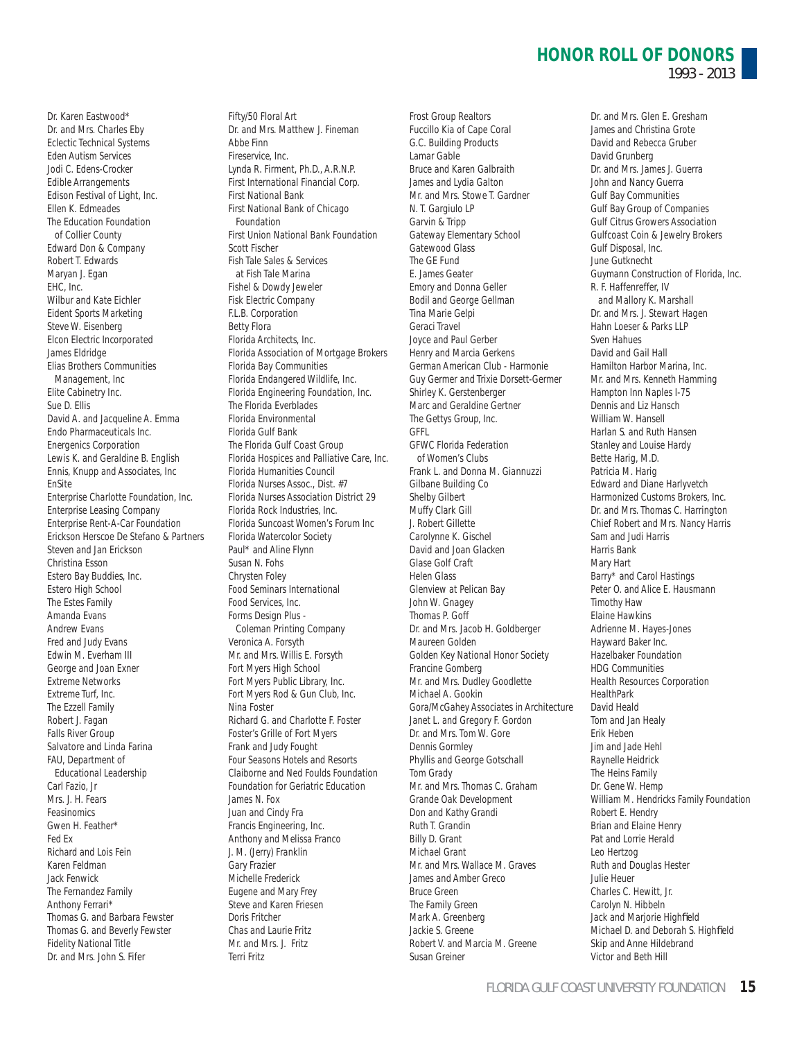# HONOR ROLL OF DONORS

1993 - 2013

Dr. Karen Eastwood*
Dr. and Mrs. Charles Eby
Eclectic Technical Systems
Eden Autism Services
Jodi C. Edens-Crocker
Edible Arrangements
Edison Festival of Light, Inc.
Ellen K. Edmeades
The Education Foundation of Collier County
Edward Don & Company
Robert T. Edwards
Maryan J. Egan
EHC, Inc.
Wilbur and Kate Eichler
Eident Sports Marketing
Steve W. Eisenberg
Elcon Electric Incorporated
James Eldridge
Elias Brothers Communities Management, Inc
Elite Cabinetry Inc.
Sue D. Ellis
David A. and Jacqueline A. Emma
Endo Pharmaceuticals Inc.
Energenics Corporation
Lewis K. and Geraldine B. English
Ennis, Knupp and Associates, Inc
EnSite
Enterprise Charlotte Foundation, Inc.
Enterprise Leasing Company
Enterprise Rent-A-Car Foundation
Erickson Herscoe De Stefano & Partners
Steven and Jan Erickson
Christina Esson
Estero Bay Buddies, Inc.
Estero High School
The Estes Family
Amanda Evans
Andrew Evans
Fred and Judy Evans
Edwin M. Everham III
George and Joan Exner
Extreme Networks
Extreme Turf, Inc.
The Ezzell Family
Robert J. Fagan
Falls River Group
Salvatore and Linda Farina
FAU, Department of Educational Leadership
Carl Fazio, Jr
Mrs. J. H. Fears
Feasinomics
Gwen H. Feather*
Fed Ex
Richard and Lois Fein
Karen Feldman
Jack Fenwick
The Fernandez Family
Anthony Ferrari*
Thomas G. and Barbara Fewster
Thomas G. and Beverly Fewster
Fidelity National Title
Dr. and Mrs. John S. Fifer
Fifty/50 Floral Art
Dr. and Mrs. Matthew J. Fineman
Abbe Finn
Fireservice, Inc.
Lynda R. Firment, Ph.D., A.R.N.P.
First International Financial Corp.
First National Bank
First National Bank of Chicago Foundation
First Union National Bank Foundation
Scott Fischer
Fish Tale Sales & Services at Fish Tale Marina
Fishel & Dowdy Jeweler
Fisk Electric Company
F.L.B. Corporation
Betty Flora
Florida Architects, Inc.
Florida Association of Mortgage Brokers
Florida Bay Communities
Florida Endangered Wildlife, Inc.
Florida Engineering Foundation, Inc.
The Florida Everblades
Florida Environmental
Florida Gulf Bank
The Florida Gulf Coast Group
Florida Hospices and Palliative Care, Inc.
Florida Humanities Council
Florida Nurses Assoc., Dist. #7
Florida Nurses Association District 29
Florida Rock Industries, Inc.
Florida Suncoast Women's Forum Inc
Florida Watercolor Society
Paul* and Aline Flynn
Susan N. Fohs
Chrysten Foley
Food Seminars International
Food Services, Inc.
Forms Design Plus - Coleman Printing Company
Veronica A. Forsyth
Mr. and Mrs. Willis E. Forsyth
Fort Myers High School
Fort Myers Public Library, Inc.
Fort Myers Rod & Gun Club, Inc.
Nina Foster
Richard G. and Charlotte F. Foster
Foster's Grille of Fort Myers
Frank and Judy Fought
Four Seasons Hotels and Resorts
Claiborne and Ned Foulds Foundation
Foundation for Geriatric Education
James N. Fox
Juan and Cindy Fra
Francis Engineering, Inc.
Anthony and Melissa Franco
J. M. (Jerry) Franklin
Gary Frazier
Michelle Frederick
Eugene and Mary Frey
Steve and Karen Friesen
Doris Fritcher
Chas and Laurie Fritz
Mr. and Mrs. J. Fritz
Terri Fritz
Frost Group Realtors
Fuccillo Kia of Cape Coral
G.C. Building Products
Lamar Gable
Bruce and Karen Galbraith
James and Lydia Galton
Mr. and Mrs. Stowe T. Gardner
N. T. Gargiulo LP
Garvin & Tripp
Gateway Elementary School
Gatewood Glass
The GE Fund
E. James Geater
Emory and Donna Geller
Bodil and George Gellman
Tina Marie Gelpi
Geraci Travel
Joyce and Paul Gerber
Henry and Marcia Gerkens
German American Club - Harmonie
Guy Germer and Trixie Dorsett-Germer
Shirley K. Gerstenberger
Marc and Geraldine Gertner
The Gettys Group, Inc.
GFFL
GFWC Florida Federation of Women's Clubs
Frank L. and Donna M. Giannuzzi
Gilbane Building Co
Shelby Gilbert
Muffy Clark Gill
J. Robert Gillette
Carolynne K. Gischel
David and Joan Glacken
Glase Golf Craft
Helen Glass
Glenview at Pelican Bay
John W. Gnagey
Thomas P. Goff
Dr. and Mrs. Jacob H. Goldberger
Maureen Golden
Golden Key National Honor Society
Francine Gomberg
Mr. and Mrs. Dudley Goodlette
Michael A. Gookin
Gora/McGahey Associates in Architecture
Janet L. and Gregory F. Gordon
Dr. and Mrs. Tom W. Gore
Dennis Gormley
Phyllis and George Gotschall
Tom Grady
Mr. and Mrs. Thomas C. Graham
Grande Oak Development
Don and Kathy Grandi
Ruth T. Grandin
Billy D. Grant
Michael Grant
Mr. and Mrs. Wallace M. Graves
James and Amber Greco
Bruce Green
The Family Green
Mark A. Greenberg
Jackie S. Greene
Robert V. and Marcia M. Greene
Susan Greiner
Dr. and Mrs. Glen E. Gresham
James and Christina Grote
David and Rebecca Gruber
David Grunberg
Dr. and Mrs. James J. Guerra
John and Nancy Guerra
Gulf Bay Communities
Gulf Bay Group of Companies
Gulf Citrus Growers Association
Gulfcoast Coin & Jewelry Brokers
Gulf Disposal, Inc.
June Gutknecht
Guymann Construction of Florida, Inc.
R. F. Haffenreffer, IV and Mallory K. Marshall
Dr. and Mrs. J. Stewart Hagen
Hahn Loeser & Parks LLP
Sven Hahues
David and Gail Hall
Hamilton Harbor Marina, Inc.
Mr. and Mrs. Kenneth Hamming
Hampton Inn Naples I-75
Dennis and Liz Hansch
William W. Hansell
Harlan S. and Ruth Hansen
Stanley and Louise Hardy
Bette Harig, M.D.
Patricia M. Harig
Edward and Diane Harlyvetch
Harmonized Customs Brokers, Inc.
Dr. and Mrs. Thomas C. Harrington
Chief Robert and Mrs. Nancy Harris
Sam and Judi Harris
Harris Bank
Mary Hart
Barry* and Carol Hastings
Peter O. and Alice E. Hausmann
Timothy Haw
Elaine Hawkins
Adrienne M. Hayes-Jones
Hayward Baker Inc.
Hazelbaker Foundation
HDG Communities
Health Resources Corporation
HealthPark
David Heald
Tom and Jan Healy
Erik Heben
Jim and Jade Hehl
Raynelle Heidrick
The Heins Family
Dr. Gene W. Hemp
William M. Hendricks Family Foundation
Robert E. Hendry
Brian and Elaine Henry
Pat and Lorrie Herald
Leo Hertzog
Ruth and Douglas Hester
Julie Heuer
Charles C. Hewitt, Jr.
Carolyn N. Hibbeln
Jack and Marjorie Highfield
Michael D. and Deborah S. Highfield
Skip and Anne Hildebrand
Victor and Beth Hill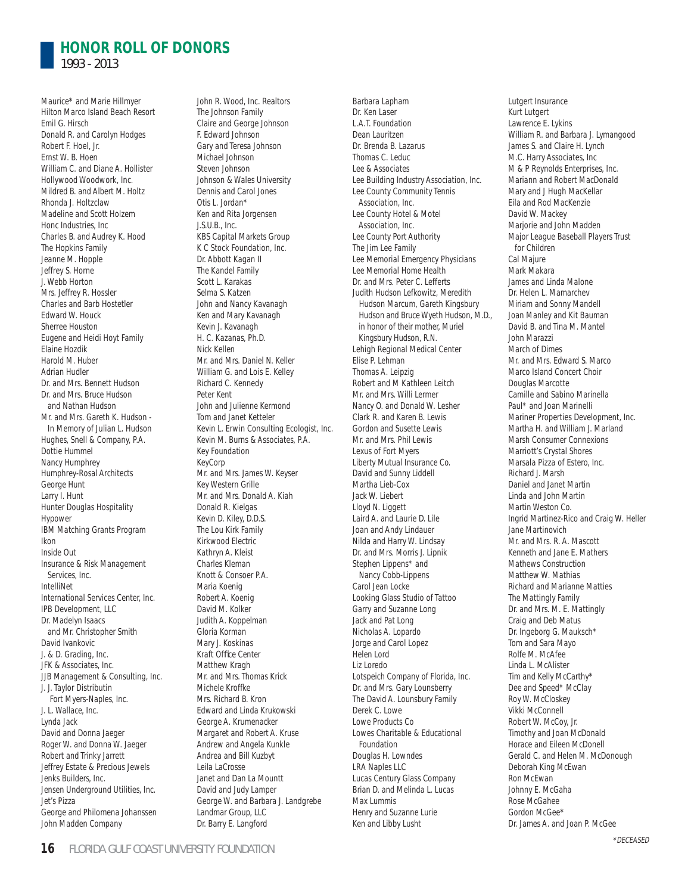# HONOR ROLL OF DONORS

1993 - 2013

Maurice* and Marie Hillmyer
Hilton Marco Island Beach Resort
Emil G. Hirsch
Donald R. and Carolyn Hodges
Robert F. Hoel, Jr.
Ernst W. B. Hoen
William C. and Diane A. Hollister
Hollywood Woodwork, Inc.
Mildred B. and Albert M. Holtz
Rhonda J. Holtzclaw
Madeline and Scott Holzem
Honc Industries, Inc
Charles B. and Audrey K. Hood
The Hopkins Family
Jeanne M. Hopple
Jeffrey S. Horne
J. Webb Horton
Mrs. Jeffrey R. Hossler
Charles and Barb Hostetler
Edward W. Houck
Sherree Houston
Eugene and Heidi Hoyt Family
Elaine Hozdik
Harold M. Huber
Adrian Hudler
Dr. and Mrs. Bennett Hudson
Dr. and Mrs. Bruce Hudson and Nathan Hudson
Mr. and Mrs. Gareth K. Hudson - In Memory of Julian L. Hudson
Hughes, Snell & Company, P.A.
Dottie Hummel
Nancy Humphrey
Humphrey-Rosal Architects
George Hunt
Larry I. Hunt
Hunter Douglas Hospitality
Hypower
IBM Matching Grants Program
Ikon
Inside Out
Insurance & Risk Management Services, Inc.
IntelliNet
International Services Center, Inc.
IPB Development, LLC
Dr. Madelyn Isaacs and Mr. Christopher Smith
David Ivankovic
J. & D. Grading, Inc.
JFK & Associates, Inc.
JJB Management & Consulting, Inc.
J. J. Taylor Distributin Fort Myers-Naples, Inc.
J. L. Wallace, Inc.
Lynda Jack
David and Donna Jaeger
Roger W. and Donna W. Jaeger
Robert and Trinky Jarrett
Jeffrey Estate & Precious Jewels
Jenks Builders, Inc.
Jensen Underground Utilities, Inc.
Jet's Pizza
George and Philomena Johanssen
John Madden Company
John R. Wood, Inc. Realtors
The Johnson Family
Claire and George Johnson
F. Edward Johnson
Gary and Teresa Johnson
Michael Johnson
Steven Johnson
Johnson & Wales University
Dennis and Carol Jones
Otis L. Jordan*
Ken and Rita Jorgensen
J.S.U.B., Inc.
KBS Capital Markets Group
K C Stock Foundation, Inc.
Dr. Abbott Kagan II
The Kandel Family
Scott L. Karakas
Selma S. Katzen
John and Nancy Kavanagh
Ken and Mary Kavanagh
Kevin J. Kavanagh
H. C. Kazanas, Ph.D.
Nick Kellen
Mr. and Mrs. Daniel N. Keller
William G. and Lois E. Kelley
Richard C. Kennedy
Peter Kent
John and Julienne Kermond
Tom and Janet Ketteler
Kevin L. Erwin Consulting Ecologist, Inc.
Kevin M. Burns & Associates, P.A.
Key Foundation
KeyCorp
Mr. and Mrs. James W. Keyser
Key Western Grille
Mr. and Mrs. Donald A. Kiah
Donald R. Kielgas
Kevin D. Kiley, D.D.S.
The Lou Kirk Family
Kirkwood Electric
Kathryn A. Kleist
Charles Kleman
Knott & Consoer P.A.
Maria Koenig
Robert A. Koenig
David M. Kolker
Judith A. Koppelman
Gloria Korman
Mary J. Koskinas
Kraft Office Center
Matthew Kragh
Mr. and Mrs. Thomas Krick
Michele Kroffke
Mrs. Richard B. Kron
Edward and Linda Krukowski
George A. Krumenacker
Margaret and Robert A. Kruse
Andrew and Angela Kunkle
Andrea and Bill Kuzbyt
Leila LaCrosse
Janet and Dan La Mountt
David and Judy Lamper
George W. and Barbara J. Landgrebe
Landmar Group, LLC
Dr. Barry E. Langford
Barbara Lapham
Dr. Ken Laser
L.A.T. Foundation
Dean Lauritzen
Dr. Brenda B. Lazarus
Thomas C. Leduc
Lee & Associates
Lee Building Industry Association, Inc.
Lee County Community Tennis Association, Inc.
Lee County Hotel & Motel Association, Inc.
Lee County Port Authority
The Jim Lee Family
Lee Memorial Emergency Physicians
Lee Memorial Home Health
Dr. and Mrs. Peter C. Lefferts
Judith Hudson Lefkowitz, Meredith Hudson Marcum, Gareth Kingsbury Hudson and Bruce Wyeth Hudson, M.D., in honor of their mother, Muriel Kingsbury Hudson, R.N.
Lehigh Regional Medical Center
Elise P. Lehman
Thomas A. Leipzig
Robert and M Kathleen Leitch
Mr. and Mrs. Willi Lermer
Nancy O. and Donald W. Lesher
Clark R. and Karen B. Lewis
Gordon and Susette Lewis
Mr. and Mrs. Phil Lewis
Lexus of Fort Myers
Liberty Mutual Insurance Co.
David and Sunny Liddell
Martha Lieb-Cox
Jack W. Liebert
Lloyd N. Liggett
Laird A. and Laurie D. Lile
Joan and Andy Lindauer
Nilda and Harry W. Lindsay
Dr. and Mrs. Morris J. Lipnik
Stephen Lippens* and Nancy Cobb-Lippens
Carol Jean Locke
Looking Glass Studio of Tattoo
Garry and Suzanne Long
Jack and Pat Long
Nicholas A. Lopardo
Jorge and Carol Lopez
Helen Lord
Liz Loredo
Lotspeich Company of Florida, Inc.
Dr. and Mrs. Gary Lounsberry
The David A. Lounsbury Family
Derek C. Lowe
Lowe Products Co
Lowes Charitable & Educational Foundation
Douglas H. Lowndes
LRA Naples LLC
Lucas Century Glass Company
Brian D. and Melinda L. Lucas
Max Lummis
Henry and Suzanne Lurie
Ken and Libby Lusht
Lutgert Insurance
Kurt Lutgert
Lawrence E. Lykins
William R. and Barbara J. Lymangood
James S. and Claire H. Lynch
M.C. Harry Associates, Inc
M & P Reynolds Enterprises, Inc.
Mariann and Robert MacDonald
Mary and J Hugh MacKellar
Eila and Rod MacKenzie
David W. Mackey
Marjorie and John Madden
Major League Baseball Players Trust for Children
Cal Majure
Mark Makara
James and Linda Malone
Dr. Helen L. Mamarchev
Miriam and Sonny Mandell
Joan Manley and Kit Bauman
David B. and Tina M. Mantel
John Marazzi
March of Dimes
Mr. and Mrs. Edward S. Marco
Marco Island Concert Choir
Douglas Marcotte
Camille and Sabino Marinella
Paul* and Joan Marinelli
Mariner Properties Development, Inc.
Martha H. and William J. Marland
Marsh Consumer Connexions
Marriott's Crystal Shores
Marsala Pizza of Estero, Inc.
Richard J. Marsh
Daniel and Janet Martin
Linda and John Martin
Martin Weston Co.
Ingrid Martinez-Rico and Craig W. Heller
Jane Martinovich
Mr. and Mrs. R. A. Mascott
Kenneth and Jane E. Mathers
Mathews Construction
Matthew W. Mathias
Richard and Marianne Matties
The Mattingly Family
Dr. and Mrs. M. E. Mattingly
Craig and Deb Matus
Dr. Ingeborg G. Mauksch*
Tom and Sara Mayo
Rolfe M. McAfee
Linda L. McAlister
Tim and Kelly McCarthy*
Dee and Speed* McClay
Roy W. McCloskey
Vikki McConnell
Robert W. McCoy, Jr.
Timothy and Joan McDonald
Horace and Eileen McDonell
Gerald C. and Helen M. McDonough
Deborah King McEwan
Ron McEwan
Johnny E. McGaha
Rose McGahee
Gordon McGee*
Dr. James A. and Joan P. McGee

*DECEASED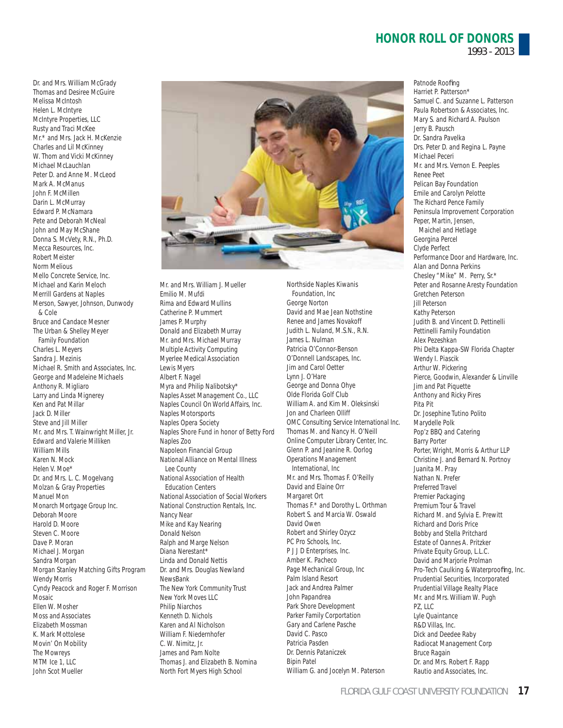# HONOR ROLL OF DONORS

1993 - 2013

Dr. and Mrs. William McGrady
Thomas and Desiree McGuire
Melissa McIntosh
Helen L. McIntyre
McIntyre Properties, LLC
Rusty and Traci McKee
Mr.* and Mrs. Jack H. McKenzie
Charles and Lil McKinney
W. Thom and Vicki McKinney
Michael McLauchlan
Peter D. and Anne M. McLeod
Mark A. McManus
John F. McMillen
Darin L. McMurray
Edward P. McNamara
Pete and Deborah McNeal
John and May McShane
Donna S. McVety, R.N., Ph.D.
Mecca Resources, Inc.
Robert Meister
Norm Melious
Mello Concrete Service, Inc.
Michael and Karin Meloch
Merrill Gardens at Naples
Merson, Sawyer, Johnson, Dunwody & Cole
Bruce and Candace Mesner
The Urban & Shelley Meyer Family Foundation
Charles L. Meyers
Sandra J. Mezinis
Michael R. Smith and Associates, Inc.
George and Madeleine Michaels
Anthony R. Migliaro
Larry and Linda Mignerey
Ken and Pat Millar
Jack D. Miller
Steve and Jill Miller
Mr. and Mrs. T. Wainwright Miller, Jr.
Edward and Valerie Milliken
William Mills
Karen N. Mock
Helen V. Moe*
Dr. and Mrs. L. C. Mogelvang
Molzan & Gray Properties
Manuel Mon
Monarch Mortgage Group Inc.
Deborah Moore
Harold D. Moore
Steven C. Moore
Dave P. Moran
Michael J. Morgan
Sandra Morgan
Morgan Stanley Matching Gifts Program
Wendy Morris
Cyndy Peacock and Roger F. Morrison
Mosaic
Ellen W. Mosher
Moss and Associates
Elizabeth Mossman
K. Mark Mottolese
Movin' On Mobility
The Mowreys
MTM Ice 1, LLC
John Scot Mueller

Mr. and Mrs. William J. Mueller
Emilio M. Mufdi
Rima and Edward Mullins
Catherine P. Mummert
James P. Murphy
Donald and Elizabeth Murray
Mr. and Mrs. Michael Murray
Multiple Activity Computing
Myerlee Medical Association
Lewis Myers
Albert F. Nagel
Myra and Philip Nalibotsky*
Naples Asset Management Co., LLC
Naples Council On World Affairs, Inc.
Naples Motorsports
Naples Opera Society
Naples Shore Fund in honor of Betty Ford
Naples Zoo
Napoleon Financial Group
National Alliance on Mental Illness Lee County
National Association of Health Education Centers
National Association of Social Workers
National Construction Rentals, Inc.
Nancy Near
Mike and Kay Nearing
Donald Nelson
Ralph and Marge Nelson
Diana Nerestant*
Linda and Donald Nettis
Dr. and Mrs. Douglas Newland
NewsBank
The New York Community Trust
New York Moves LLC
Philip Niarchos
Kenneth D. Nichols
Karen and Al Nicholson
William F. Niedernhofer
C. W. Nimitz, Jr.
James and Pam Nolte
Thomas J. and Elizabeth B. Nomina
North Fort Myers High School

Northside Naples Kiwanis Foundation, Inc
George Norton
David and Mae Jean Nothstine
Renee and James Novakoff
Judith L. Nuland, M.S.N., R.N.
James L. Nulman
Patricia O'Connor-Benson
O'Donnell Landscapes, Inc.
Jim and Carol Oetter
Lynn J. O'Hare
George and Donna Ohye
Olde Florida Golf Club
William A. and Kim M. Oleksinski
Jon and Charleen Olliff
OMC Consulting Service International Inc.
Thomas M. and Nancy H. O'Neill
Online Computer Library Center, Inc.
Glenn P. and Jeanine R. Oorlog
Operations Management International, Inc
Mr. and Mrs. Thomas F. O'Reilly
David and Elaine Orr
Margaret Ort
Thomas F.* and Dorothy L. Orthman
Robert S. and Marcia W. Oswald
David Owen
Robert and Shirley Ozycz
PC Pro Schools, Inc.
P J J D Enterprises, Inc.
Amber K. Pacheco
Page Mechanical Group, Inc
Palm Island Resort
Jack and Andrea Palmer
John Papandrea
Park Shore Development
Parker Family Corportation
Gary and Carlene Pasche
David C. Pasco
Patricia Pasden
Dr. Dennis Pataniczek
Bipin Patel
William G. and Jocelyn M. Paterson

Patnode Roofing
Harriet P. Patterson*
Samuel C. and Suzanne L. Patterson
Paula Robertson & Associates, Inc.
Mary S. and Richard A. Paulson
Jerry B. Pausch
Dr. Sandra Pavelka
Drs. Peter D. and Regina L. Payne
Michael Peceri
Mr. and Mrs. Vernon E. Peeples
Renee Peet
Pelican Bay Foundation
Emile and Carolyn Pelotte
The Richard Pence Family
Peninsula Improvement Corporation
Peper, Martin, Jensen, Maichel and Hetlage
Georgina Percel
Clyde Perfect
Performance Door and Hardware, Inc.
Alan and Donna Perkins
Chesley "Mike" M. Perry, Sr.*
Peter and Rosanne Aresty Foundation
Gretchen Peterson
Jill Peterson
Kathy Peterson
Judith B. and Vincent D. Pettinelli
Pettinelli Family Foundation
Alex Pezeshkan
Phi Delta Kappa-SW Florida Chapter
Wendy I. Piascik
Arthur W. Pickering
Pierce, Goodwin, Alexander & Linville
Jim and Pat Piquette
Anthony and Ricky Pires
Pita Pit
Dr. Josephine Tutino Polito
Marydelle Polk
Pop'z BBQ and Catering
Barry Porter
Porter, Wright, Morris & Arthur LLP
Christine J. and Bernard N. Portnoy
Juanita M. Pray
Nathan N. Prefer
Preferred Travel
Premier Packaging
Premium Tour & Travel
Richard M. and Sylvia E. Prewitt
Richard and Doris Price
Bobby and Stella Pritchard
Estate of Oannes A. Pritzker
Private Equity Group, L.L.C.
David and Marjorie Prolman
Pro-Tech Caulking & Waterproofing, Inc.
Prudential Securities, Incorporated
Prudential Village Realty Place
Mr. and Mrs. William W. Pugh
PZ, LLC
Lyle Quaintance
R&D Villas, Inc.
Dick and Deedee Raby
Radiocat Management Corp
Bruce Ragain
Dr. and Mrs. Robert F. Rapp
Rautio and Associates, Inc.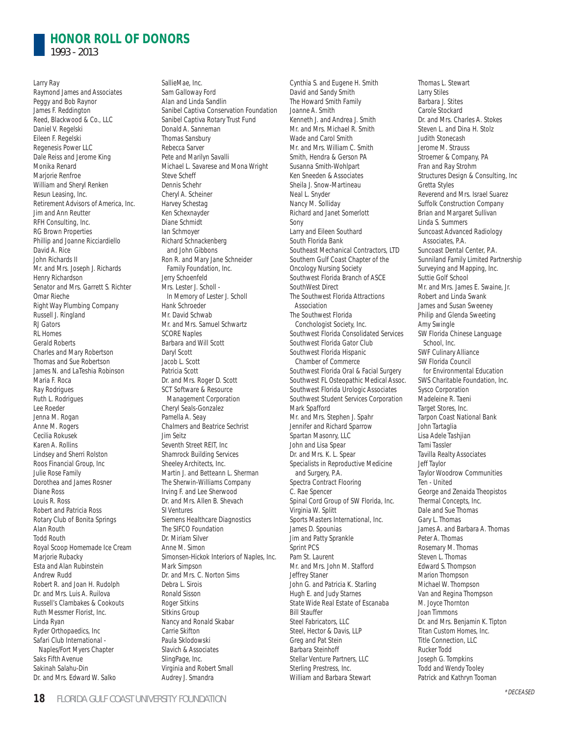# HONOR ROLL OF DONORS

1993 - 2013

Larry Ray
Raymond James and Associates
Peggy and Bob Raynor
James F. Reddington
Reed, Blackwood & Co., LLC
Daniel V. Regelski
Eileen F. Regelski
Regenesis Power LLC
Dale Reiss and Jerome King
Monika Renard
Marjorie Renfroe
William and Sheryl Renken
Resun Leasing, Inc.
Retirement Advisors of America, Inc.
Jim and Ann Reutter
RFH Consulting, Inc.
RG Brown Properties
Phillip and Joanne Ricciardiello
David A. Rice
John Richards II
Mr. and Mrs. Joseph J. Richards
Henry Richardson
Senator and Mrs. Garrett S. Richter
Omar Rieche
Right Way Plumbing Company
Russell J. Ringland
RJ Gators
RL Homes
Gerald Roberts
Charles and Mary Robertson
Thomas and Sue Robertson
James N. and LaTeshia Robinson
Maria F. Roca
Ray Rodrigues
Ruth L. Rodrigues
Lee Roeder
Jenna M. Rogan
Anne M. Rogers
Cecilia Rokusek
Karen A. Rollins
Lindsey and Sherri Rolston
Roos Financial Group, Inc
Julie Rose Family
Dorothea and James Rosner
Diane Ross
Louis R. Ross
Robert and Patricia Ross
Rotary Club of Bonita Springs
Alan Routh
Todd Routh
Royal Scoop Homemade Ice Cream
Marjorie Rubacky
Esta and Alan Rubinstein
Andrew Rudd
Robert R. and Joan H. Rudolph
Dr. and Mrs. Luis A. Ruilova
Russell's Clambakes & Cookouts
Ruth Messmer Florist, Inc.
Linda Ryan
Ryder Orthopaedics, Inc
Safari Club International - Naples/Fort Myers Chapter
Saks Fifth Avenue
Sakinah Salahu-Din
Dr. and Mrs. Edward W. Salko
SallieMae, Inc.
Sam Galloway Ford
Alan and Linda Sandlin
Sanibel Captiva Conservation Foundation
Sanibel Captiva Rotary Trust Fund
Donald A. Sanneman
Thomas Sansbury
Rebecca Sarver
Pete and Marilyn Savalli
Michael L. Savarese and Mona Wright
Steve Scheff
Dennis Schehr
Cheryl A. Scheiner
Harvey Schestag
Ken Schexnayder
Diane Schmidt
Ian Schmoyer
Richard Schnackenberg and John Gibbons
Ron R. and Mary Jane Schneider Family Foundation, Inc.
Jerry Schoenfeld
Mrs. Lester J. Scholl - In Memory of Lester J. Scholl
Hank Schroeder
Mr. David Schwab
Mr. and Mrs. Samuel Schwartz
SCORE Naples
Barbara and Will Scott
Daryl Scott
Jacob L. Scott
Patricia Scott
Dr. and Mrs. Roger D. Scott
SCT Software & Resource Management Corporation
Cheryl Seals-Gonzalez
Pamella A. Seay
Chalmers and Beatrice Sechrist
Jim Seitz
Seventh Street REIT, Inc
Shamrock Building Services
Sheeley Architects, Inc.
Martin J. and Betteann L. Sherman
The Sherwin-Williams Company
Irving F. and Lee Sherwood
Dr. and Mrs. Allen B. Shevach
SI Ventures
Siemens Healthcare Diagnostics
The SIFCO Foundation
Dr. Miriam Silver
Anne M. Simon
Simonsen-Hickok Interiors of Naples, Inc.
Mark Simpson
Dr. and Mrs. C. Norton Sims
Debra L. Sirois
Ronald Sisson
Roger Sitkins
Sitkins Group
Nancy and Ronald Skabar
Carrie Skifton
Paula Sklodowski
Slavich & Associates
SlingPage, Inc.
Virginia and Robert Small
Audrey J. Smandra
Cynthia S. and Eugene H. Smith
David and Sandy Smith
The Howard Smith Family
Joanne A. Smith
Kenneth J. and Andrea J. Smith
Mr. and Mrs. Michael R. Smith
Wade and Carol Smith
Mr. and Mrs. William C. Smith
Smith, Hendra & Gerson PA
Susanna Smith-Wohlpart
Ken Sneeden & Associates
Sheila J. Snow-Martineau
Neal L. Snyder
Nancy M. Solliday
Richard and Janet Somerlott
Sony
Larry and Eileen Southard
South Florida Bank
Southeast Mechanical Contractors, LTD
Southern Gulf Coast Chapter of the Oncology Nursing Society
Southwest Florida Branch of ASCE
SouthWest Direct
The Southwest Florida Attractions Association
The Southwest Florida Conchologist Society, Inc.
Southwest Florida Consolidated Services
Southwest Florida Gator Club
Southwest Florida Hispanic Chamber of Commerce
Southwest Florida Oral & Facial Surgery
Southwest FL Osteopathic Medical Assoc.
Southwest Florida Urologic Associates
Southwest Student Services Corporation
Mark Spafford
Mr. and Mrs. Stephen J. Spahr
Jennifer and Richard Sparrow
Spartan Masonry, LLC
John and Lisa Spear
Dr. and Mrs. K. L. Spear
Specialists in Reproductive Medicine and Surgery, P.A.
Spectra Contract Flooring
C. Rae Spencer
Spinal Cord Group of SW Florida, Inc.
Virginia W. Splitt
Sports Masters International, Inc.
James D. Spounias
Jim and Patty Sprankle
Sprint PCS
Pam St. Laurent
Mr. and Mrs. John M. Stafford
Jeffrey Staner
John G. and Patricia K. Starling
Hugh E. and Judy Starnes
State Wide Real Estate of Escanaba
Bill Stauffer
Steel Fabricators, LLC
Steel, Hector & Davis, LLP
Greg and Pat Stein
Barbara Steinhoff
Stellar Venture Partners, LLC
Sterling Prestress, Inc.
William and Barbara Stewart
Thomas L. Stewart
Larry Stiles
Barbara J. Stites
Carole Stockard
Dr. and Mrs. Charles A. Stokes
Steven L. and Dina H. Stolz
Judith Stonecash
Jerome M. Strauss
Stroemer & Company, PA
Fran and Ray Strohm
Structures Design & Consulting, Inc
Gretta Styles
Reverend and Mrs. Israel Suarez
Suffolk Construction Company
Brian and Margaret Sullivan
Linda S. Summers
Suncoast Advanced Radiology Associates, P.A.
Suncoast Dental Center, P.A.
Sunniland Family Limited Partnership
Surveying and Mapping, Inc.
Suttie Golf School
Mr. and Mrs. James E. Swaine, Jr.
Robert and Linda Swank
James and Susan Sweeney
Philip and Glenda Sweeting
Amy Swingle
SW Florida Chinese Language School, Inc.
SWF Culinary Alliance
SW Florida Council for Environmental Education
SWS Charitable Foundation, Inc.
Sysco Corporation
Madeleine R. Taeni
Target Stores, Inc.
Tarpon Coast National Bank
John Tartaglia
Lisa Adele Tashjian
Tami Tassler
Tavilla Realty Associates
Jeff Taylor
Taylor Woodrow Communities
Ten - United
George and Zenaida Theopistos
Thermal Concepts, Inc.
Dale and Sue Thomas
Gary L. Thomas
James A. and Barbara A. Thomas
Peter A. Thomas
Rosemary M. Thomas
Steven L. Thomas
Edward S. Thompson
Marion Thompson
Michael W. Thompson
Van and Regina Thompson
M. Joyce Thornton
Joan Timmons
Dr. and Mrs. Benjamin K. Tipton
Titan Custom Homes, Inc.
Title Connection, LLC
Rucker Todd
Joseph G. Tompkins
Todd and Wendy Tooley
Patrick and Kathryn Tooman

* DECEASED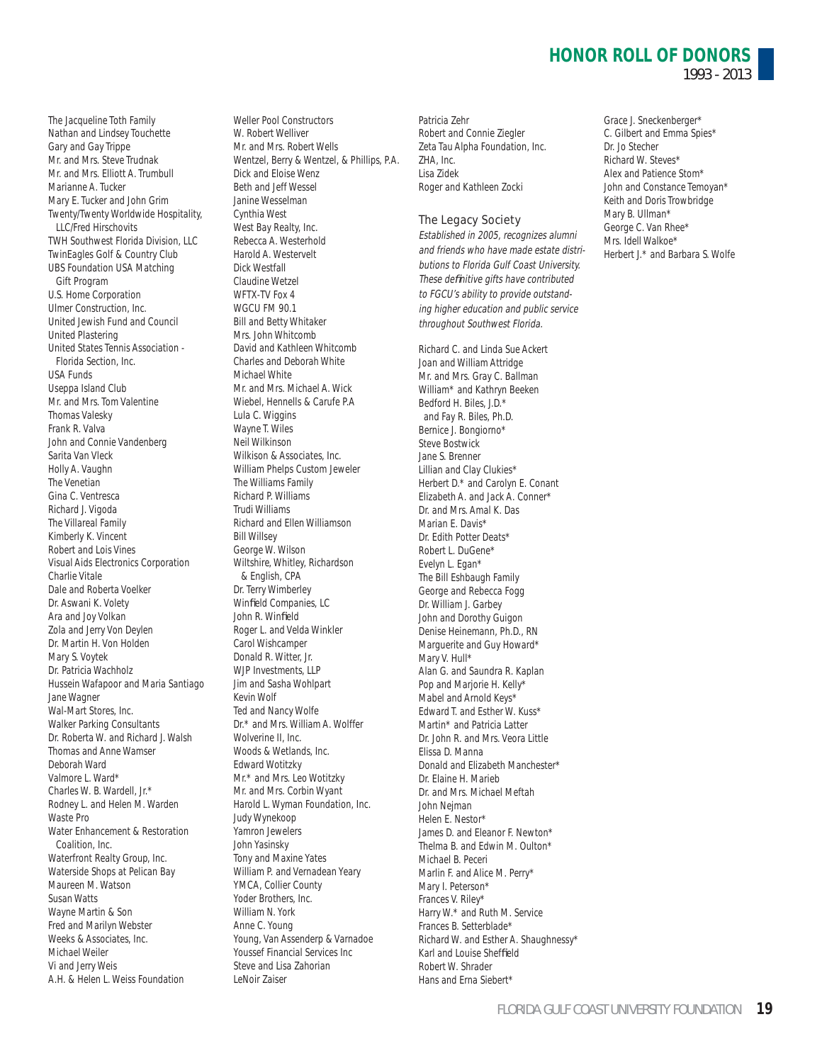# HONOR ROLL OF DONORS

1993 - 2013

The Jacqueline Toth Family
Nathan and Lindsey Touchette
Gary and Gay Trippe
Mr. and Mrs. Steve Trudnak
Mr. and Mrs. Elliott A. Trumbull
Marianne A. Tucker
Mary E. Tucker and John Grim
Twenty/Twenty Worldwide Hospitality, LLC/Fred Hirschovits
TWH Southwest Florida Division, LLC
TwinEagles Golf & Country Club
UBS Foundation USA Matching Gift Program
U.S. Home Corporation
Ulmer Construction, Inc.
United Jewish Fund and Council
United Plastering
United States Tennis Association - Florida Section, Inc.
USA Funds
Useppa Island Club
Mr. and Mrs. Tom Valentine
Thomas Valesky
Frank R. Valva
John and Connie Vandenberg
Sarita Van Vleck
Holly A. Vaughn
The Venetian
Gina C. Ventresca
Richard J. Vigoda
The Villareal Family
Kimberly K. Vincent
Robert and Lois Vines
Visual Aids Electronics Corporation
Charlie Vitale
Dale and Roberta Voelker
Dr. Aswani K. Volety
Ara and Joy Volkan
Zola and Jerry Von Deylen
Dr. Martin H. Von Holden
Mary S. Voytek
Dr. Patricia Wachholz
Hussein Wafapoor and Maria Santiago
Jane Wagner
Wal-Mart Stores, Inc.
Walker Parking Consultants
Dr. Roberta W. and Richard J. Walsh
Thomas and Anne Wamser
Deborah Ward
Valmore L. Ward*
Charles W. B. Wardell, Jr.*
Rodney L. and Helen M. Warden
Waste Pro
Water Enhancement & Restoration Coalition, Inc.
Waterfront Realty Group, Inc.
Waterside Shops at Pelican Bay
Maureen M. Watson
Susan Watts
Wayne Martin & Son
Fred and Marilyn Webster
Weeks & Associates, Inc.
Michael Weiler
Vi and Jerry Weis
A.H. & Helen L. Weiss Foundation
Weller Pool Constructors
W. Robert Welliver
Mr. and Mrs. Robert Wells
Wentzel, Berry & Wentzel, & Phillips, P.A.
Dick and Eloise Wenz
Beth and Jeff Wessel
Janine Wesselman
Cynthia West
West Bay Realty, Inc.
Rebecca A. Westerhold
Harold A. Westervelt
Dick Westfall
Claudine Wetzel
WFTX-TV Fox 4
WGCU FM 90.1
Bill and Betty Whitaker
Mrs. John Whitcomb
David and Kathleen Whitcomb
Charles and Deborah White
Michael White
Mr. and Mrs. Michael A. Wick
Wiebel, Hennells & Carufe P.A
Lula C. Wiggins
Wayne T. Wiles
Neil Wilkinson
Wilkison & Associates, Inc.
William Phelps Custom Jeweler
The Williams Family
Richard P. Williams
Trudi Williams
Richard and Ellen Williamson
Bill Willsey
George W. Wilson
Wiltshire, Whitley, Richardson & English, CPA
Dr. Terry Wimberley
Winfield Companies, LC
John R. Winfield
Roger L. and Velda Winkler
Carol Wishcamper
Donald R. Witter, Jr.
WJP Investments, LLP
Jim and Sasha Wohlpart
Kevin Wolf
Ted and Nancy Wolfe
Dr.* and Mrs. William A. Wolffer
Wolverine II, Inc.
Woods & Wetlands, Inc.
Edward Wotitzky
Mr.* and Mrs. Leo Wotitzky
Mr. and Mrs. Corbin Wyant
Harold L. Wyman Foundation, Inc.
Judy Wynekoop
Yamron Jewelers
John Yasinsky
Tony and Maxine Yates
William P. and Vernadean Yeary
YMCA, Collier County
Yoder Brothers, Inc.
William N. York
Anne C. Young
Young, Van Assenderp & Varnadoe
Youssef Financial Services Inc
Steve and Lisa Zahorian
LeNoir Zaiser
Patricia Zehr
Robert and Connie Ziegler
Zeta Tau Alpha Foundation, Inc.
ZHA, Inc.
Lisa Zidek
Roger and Kathleen Zocki

## The Legacy Society

*Established in 2005, recognizes alumni and friends who have made estate distributions to Florida Gulf Coast University. These definitive gifts have contributed to FGCU's ability to provide outstanding higher education and public service throughout Southwest Florida.*

Richard C. and Linda Sue Ackert
Joan and William Attridge
Mr. and Mrs. Gray C. Ballman
William* and Kathryn Beeken
Bedford H. Biles, J.D.* and Fay R. Biles, Ph.D.
Bernice J. Bongiorno*
Steve Bostwick
Jane S. Brenner
Lillian and Clay Clukies*
Herbert D.* and Carolyn E. Conant
Elizabeth A. and Jack A. Conner*
Dr. and Mrs. Amal K. Das
Marian E. Davis*
Dr. Edith Potter Deats*
Robert L. DuGene*
Evelyn L. Egan*
The Bill Eshbaugh Family
George and Rebecca Fogg
Dr. William J. Garbey
John and Dorothy Guigon
Denise Heinemann, Ph.D., RN
Marguerite and Guy Howard*
Mary V. Hull*
Alan G. and Saundra R. Kaplan
Pop and Marjorie H. Kelly*
Mabel and Arnold Keys*
Edward T. and Esther W. Kuss*
Martin* and Patricia Latter
Dr. John R. and Mrs. Veora Little
Elissa D. Manna
Donald and Elizabeth Manchester*
Dr. Elaine H. Marieb
Dr. and Mrs. Michael Meftah
John Nejman
Helen E. Nestor*
James D. and Eleanor F. Newton*
Thelma B. and Edwin M. Oulton*
Michael B. Peceri
Marlin F. and Alice M. Perry*
Mary I. Peterson*
Frances V. Riley*
Harry W.* and Ruth M. Service
Frances B. Setterblade*
Richard W. and Esther A. Shaughnessy*
Karl and Louise Sheffield
Robert W. Shrader
Hans and Erna Siebert*
Grace J. Sneckenberger*
C. Gilbert and Emma Spies*
Dr. Jo Stecher
Richard W. Steves*
Alex and Patience Stom*
John and Constance Temoyan*
Keith and Doris Trowbridge
Mary B. Ullman*
George C. Van Rhee*
Mrs. Idell Walkoe*
Herbert J.* and Barbara S. Wolfe